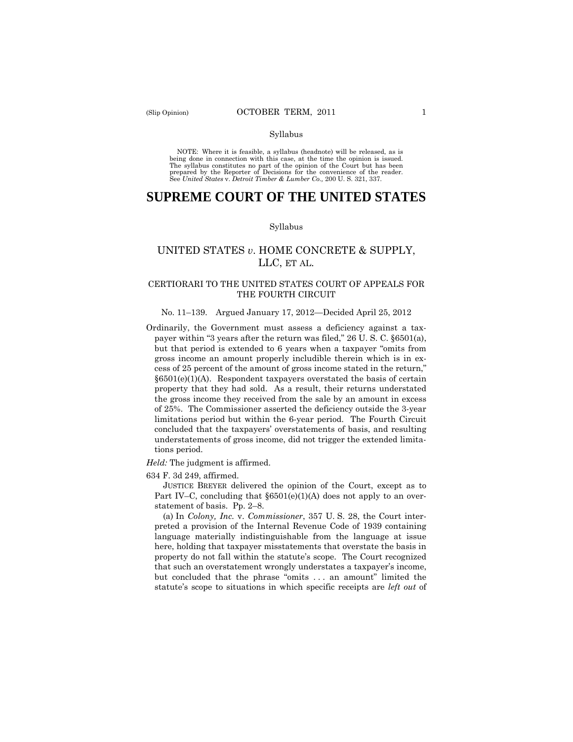Syllabus

NOTE: Where it is feasible, a syllabus (headnote) will be released, as is being done in connection with this case, at the time the opinion is issued. The syllabus constitutes no part of the opinion of the Court but has been prepared by the Reporter of Decisions for the convenience of the reader. See *United States* v. *Detroit Timber & Lumber Co.,* 200 U. S. 321, 337.

# SUPREME COURT OF THE UNITED STATES

Syllabus

## UNITED STATES *v*. HOME CONCRETE & SUPPLY, LLC, ET AL.

### CERTIORARI TO THE UNITED STATES COURT OF APPEALS FOR THE FOURTH CIRCUIT

No. 11–139. Argued January 17, 2012—Decided April 25, 2012

Ordinarily, the Government must assess a deficiency against a taxpayer within "3 years after the return was filed," 26 U. S. C. §6501(a), but that period is extended to 6 years when a taxpayer "omits from gross income an amount properly includible therein which is in excess of 25 percent of the amount of gross income stated in the return," §6501(e)(1)(A). Respondent taxpayers overstated the basis of certain property that they had sold. As a result, their returns understated the gross income they received from the sale by an amount in excess of 25%. The Commissioner asserted the deficiency outside the 3-year limitations period but within the 6-year period. The Fourth Circuit concluded that the taxpayers' overstatements of basis, and resulting understatements of gross income, did not trigger the extended limitations period.

*Held:* The judgment is affirmed.

634 F. 3d 249, affirmed.

JUSTICE BREYER delivered the opinion of the Court, except as to Part IV–C, concluding that §6501(e)(1)(A) does not apply to an overstatement of basis. Pp. 2–8.

(a) In *Colony, Inc.* v. *Commissioner*, 357 U. S. 28, the Court interpreted a provision of the Internal Revenue Code of 1939 containing language materially indistinguishable from the language at issue here, holding that taxpayer misstatements that overstate the basis in property do not fall within the statute's scope. The Court recognized that such an overstatement wrongly understates a taxpayer's income, but concluded that the phrase "omits . . . an amount" limited the statute's scope to situations in which specific receipts are *left out* of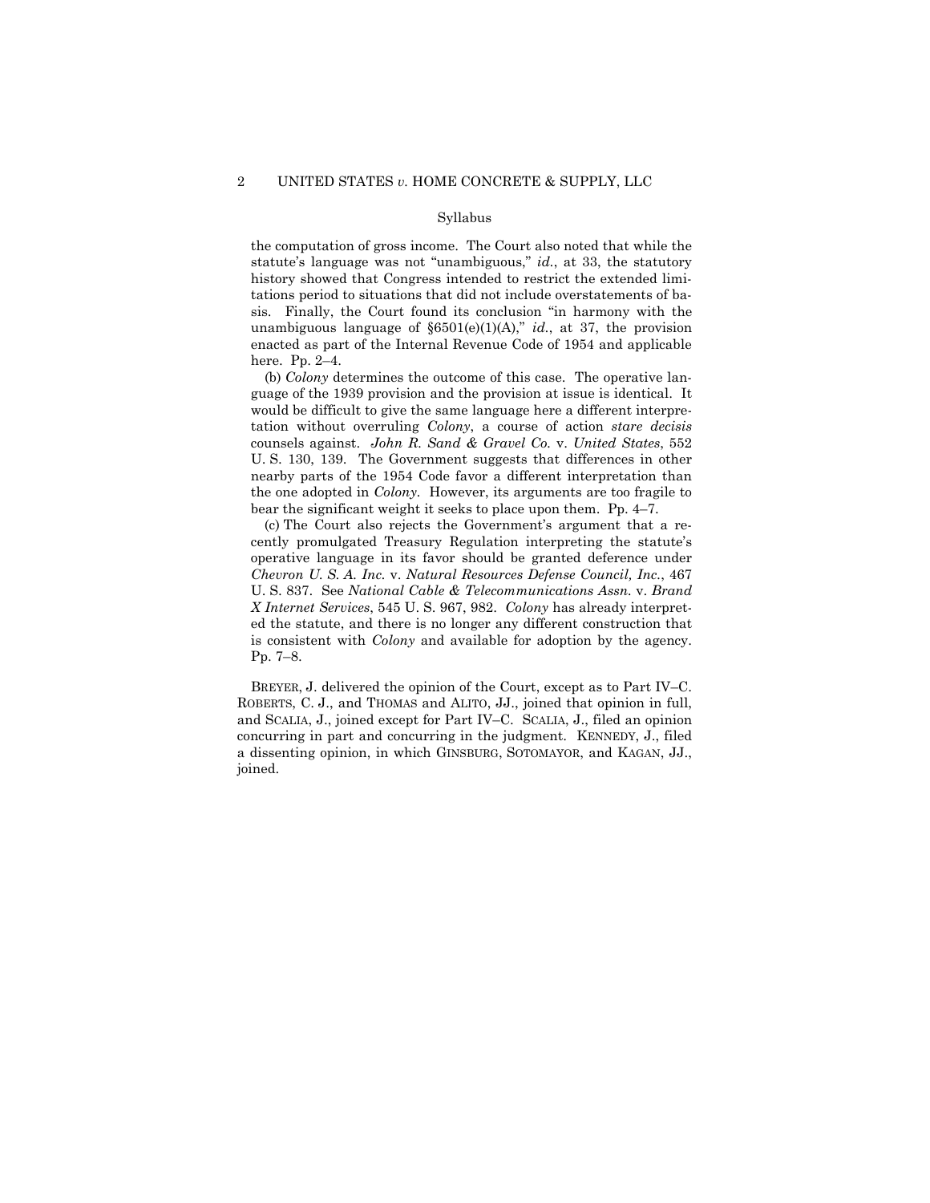Syllabus

the computation of gross income. The Court also noted that while the statute's language was not "unambiguous," *id.*, at 33, the statutory history showed that Congress intended to restrict the extended limitations period to situations that did not include overstatements of basis. Finally, the Court found its conclusion "in harmony with the unambiguous language of §6501(e)(1)(A)," *id.*, at 37, the provision enacted as part of the Internal Revenue Code of 1954 and applicable here. Pp. 2–4.

(b) *Colony* determines the outcome of this case. The operative language of the 1939 provision and the provision at issue is identical. It would be difficult to give the same language here a different interpretation without overruling *Colony*, a course of action *stare decisis* counsels against. *John R. Sand & Gravel Co.* v. *United States*, 552 U. S. 130, 139. The Government suggests that differences in other nearby parts of the 1954 Code favor a different interpretation than the one adopted in *Colony*. However, its arguments are too fragile to bear the significant weight it seeks to place upon them. Pp. 4–7.

(c) The Court also rejects the Government's argument that a recently promulgated Treasury Regulation interpreting the statute's operative language in its favor should be granted deference under *Chevron U. S. A. Inc.* v. *Natural Resources Defense Council, Inc.*, 467 U. S. 837. See *National Cable & Telecommunications Assn.* v. *Brand X Internet Services*, 545 U. S. 967, 982. *Colony* has already interpreted the statute, and there is no longer any different construction that is consistent with *Colony* and available for adoption by the agency. Pp. 7–8.

BREYER, J. delivered the opinion of the Court, except as to Part IV–C. ROBERTS, C. J., and THOMAS and ALITO, JJ., joined that opinion in full, and SCALIA, J., joined except for Part IV–C. SCALIA, J., filed an opinion concurring in part and concurring in the judgment. KENNEDY, J., filed a dissenting opinion, in which GINSBURG, SOTOMAYOR, and KAGAN, JJ., joined.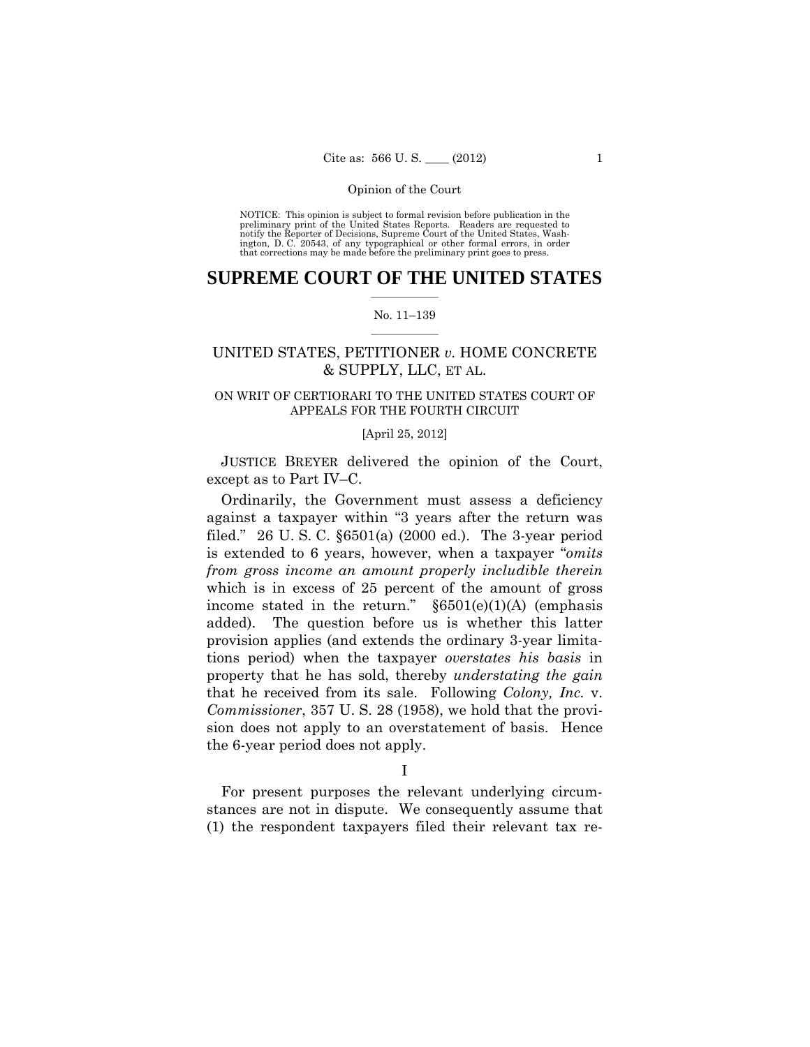NOTICE: This opinion is subject to formal revision before publication in the preliminary print of the United States Reports. Readers are requested to notify the Reporter of Decisions, Supreme Court of the United States, Washington, D. C. 20543, of any typographical or other formal errors, in order that corrections may be made before the preliminary print goes to press.

# SUPREME COURT OF THE UNITED STATES

No. 11–139

UNITED STATES, PETITIONER *v.* HOME CONCRETE & SUPPLY, LLC, ET AL.

ON WRIT OF CERTIORARI TO THE UNITED STATES COURT OF APPEALS FOR THE FOURTH CIRCUIT

[April 25, 2012]

JUSTICE BREYER delivered the opinion of the Court, except as to Part IV–C.

Ordinarily, the Government must assess a deficiency against a taxpayer within "3 years after the return was filed." 26 U. S. C. §6501(a) (2000 ed.). The 3-year period is extended to 6 years, however, when a taxpayer "*omits from gross income an amount properly includible therein* which is in excess of 25 percent of the amount of gross income stated in the return." §6501(e)(1)(A) (emphasis added). The question before us is whether this latter provision applies (and extends the ordinary 3-year limitations period) when the taxpayer *overstates his basis* in property that he has sold, thereby *understating the gain* that he received from its sale. Following *Colony, Inc.* v. *Commissioner*, 357 U. S. 28 (1958), we hold that the provision does not apply to an overstatement of basis. Hence the 6-year period does not apply.

I

For present purposes the relevant underlying circumstances are not in dispute. We consequently assume that (1) the respondent taxpayers filed their relevant tax re-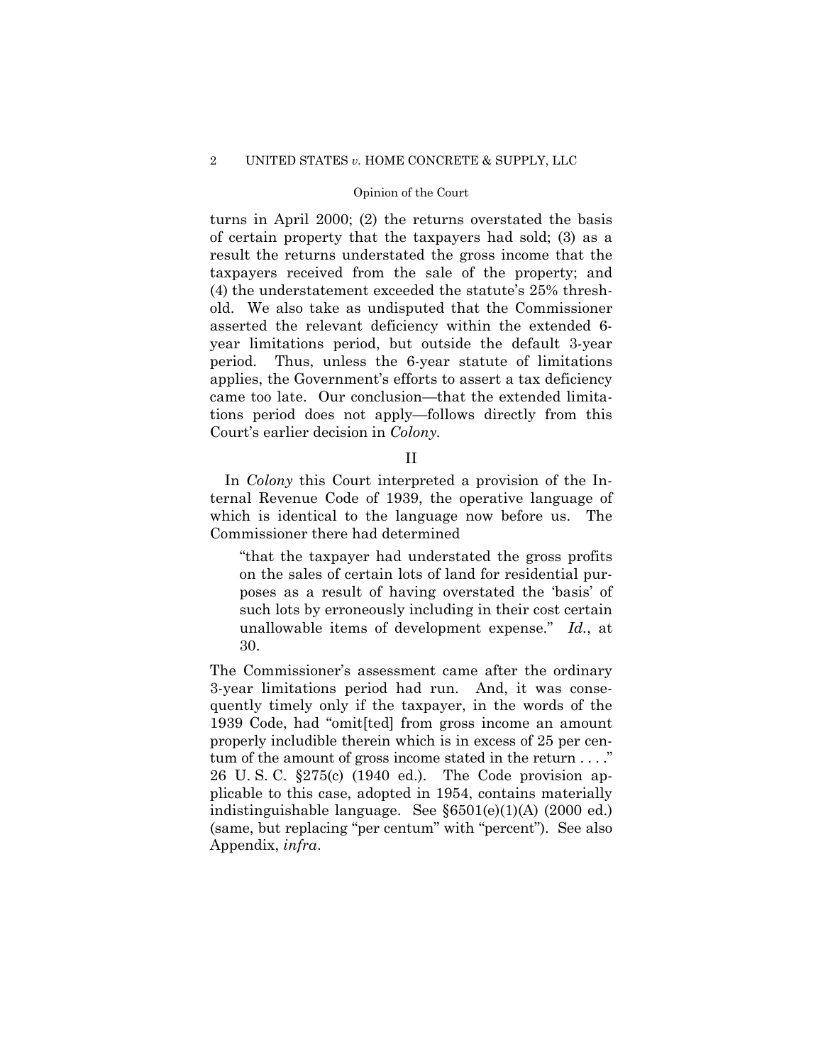turns in April 2000; (2) the returns overstated the basis of certain property that the taxpayers had sold; (3) as a result the returns understated the gross income that the taxpayers received from the sale of the property; and (4) the understatement exceeded the statute's 25% threshold. We also take as undisputed that the Commissioner asserted the relevant deficiency within the extended 6-year limitations period, but outside the default 3-year period. Thus, unless the 6-year statute of limitations applies, the Government's efforts to assert a tax deficiency came too late. Our conclusion—that the extended limitations period does not apply—follows directly from this Court's earlier decision in *Colony*.

## II

In *Colony* this Court interpreted a provision of the Internal Revenue Code of 1939, the operative language of which is identical to the language now before us. The Commissioner there had determined

> "that the taxpayer had understated the gross profits on the sales of certain lots of land for residential purposes as a result of having overstated the 'basis' of such lots by erroneously including in their cost certain unallowable items of development expense." *Id.*, at 30.

The Commissioner's assessment came after the ordinary 3-year limitations period had run. And, it was consequently timely only if the taxpayer, in the words of the 1939 Code, had "omit[ted] from gross income an amount properly includible therein which is in excess of 25 per centum of the amount of gross income stated in the return . . . ." 26 U. S. C. §275(c) (1940 ed.). The Code provision applicable to this case, adopted in 1954, contains materially indistinguishable language. See §6501(e)(1)(A) (2000 ed.) (same, but replacing "per centum" with "percent"). See also Appendix, *infra*.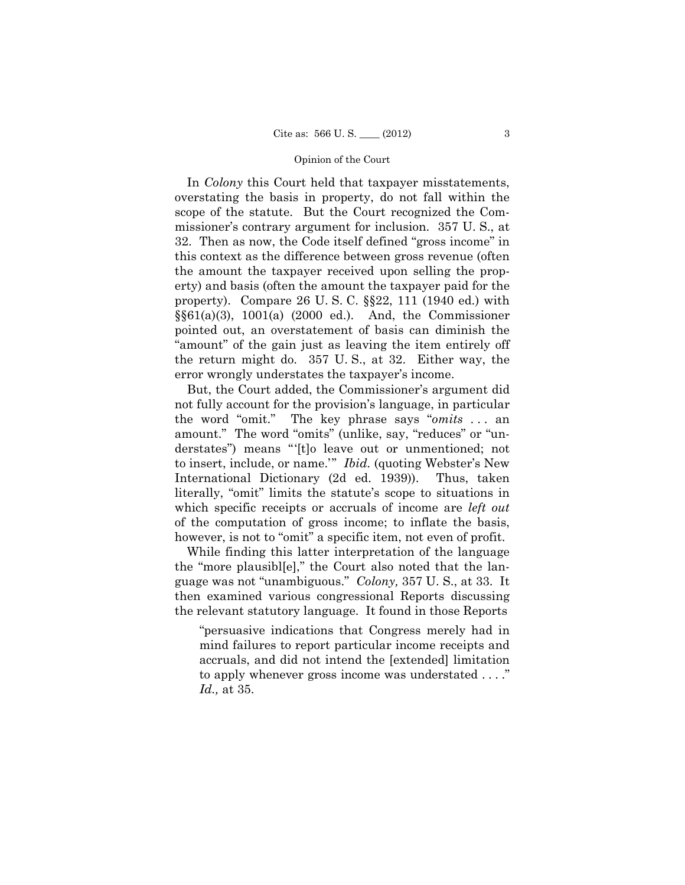In *Colony* this Court held that taxpayer misstatements, overstating the basis in property, do not fall within the scope of the statute. But the Court recognized the Commissioner's contrary argument for inclusion. 357 U. S., at 32. Then as now, the Code itself defined "gross income" in this context as the difference between gross revenue (often the amount the taxpayer received upon selling the property) and basis (often the amount the taxpayer paid for the property). Compare 26 U. S. C. §§22, 111 (1940 ed.) with §§61(a)(3), 1001(a) (2000 ed.). And, the Commissioner pointed out, an overstatement of basis can diminish the "amount" of the gain just as leaving the item entirely off the return might do. 357 U. S., at 32. Either way, the error wrongly understates the taxpayer's income.

But, the Court added, the Commissioner's argument did not fully account for the provision's language, in particular the word "omit." The key phrase says "*omits* . . . an amount." The word "omits" (unlike, say, "reduces" or "understates") means "'[t]o leave out or unmentioned; not to insert, include, or name.'" *Ibid.* (quoting Webster's New International Dictionary (2d ed. 1939)). Thus, taken literally, "omit" limits the statute's scope to situations in which specific receipts or accruals of income are *left out* of the computation of gross income; to inflate the basis, however, is not to "omit" a specific item, not even of profit.

While finding this latter interpretation of the language the "more plausibl[e]," the Court also noted that the language was not "unambiguous." *Colony,* 357 U. S., at 33. It then examined various congressional Reports discussing the relevant statutory language. It found in those Reports

> "persuasive indications that Congress merely had in mind failures to report particular income receipts and accruals, and did not intend the [extended] limitation to apply whenever gross income was understated . . . ." *Id.,* at 35.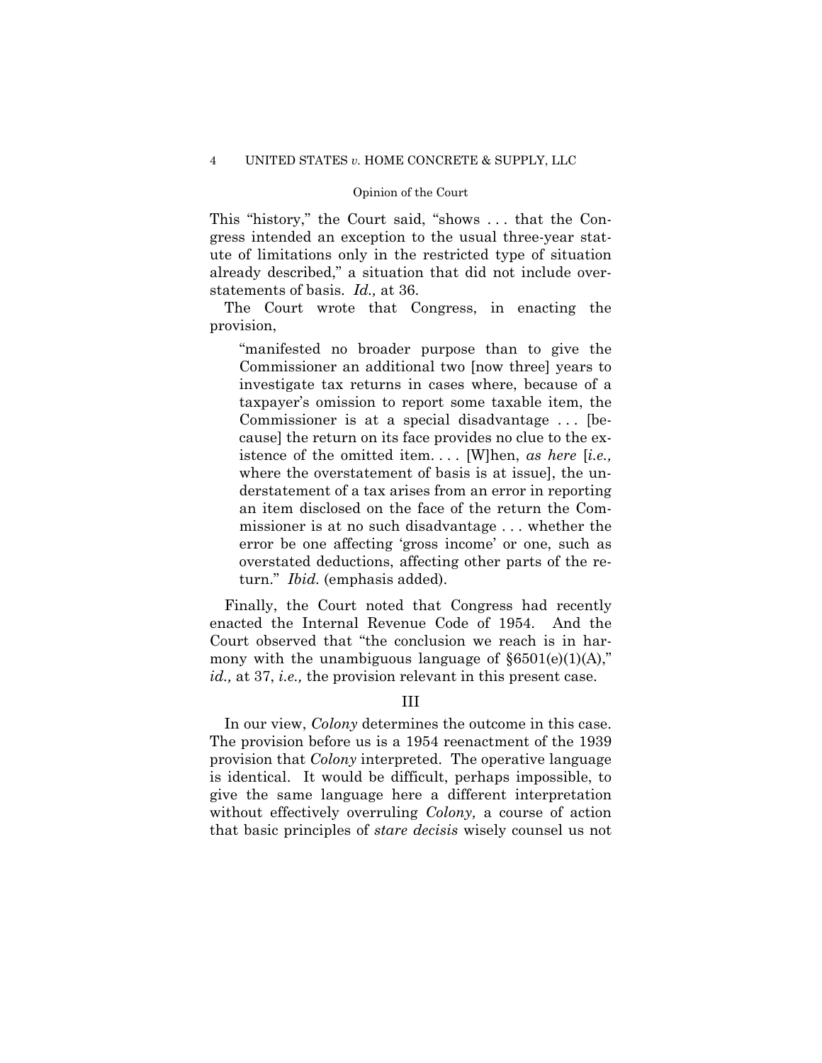This "history," the Court said, "shows . . . that the Congress intended an exception to the usual three-year statute of limitations only in the restricted type of situation already described," a situation that did not include overstatements of basis. *Id.,* at 36.

The Court wrote that Congress, in enacting the provision,

> "manifested no broader purpose than to give the Commissioner an additional two [now three] years to investigate tax returns in cases where, because of a taxpayer's omission to report some taxable item, the Commissioner is at a special disadvantage . . . [because] the return on its face provides no clue to the existence of the omitted item. . . . [W]hen, *as here* [*i.e.,* where the overstatement of basis is at issue], the understatement of a tax arises from an error in reporting an item disclosed on the face of the return the Commissioner is at no such disadvantage . . . whether the error be one affecting 'gross income' or one, such as overstated deductions, affecting other parts of the return." *Ibid.* (emphasis added).

Finally, the Court noted that Congress had recently enacted the Internal Revenue Code of 1954. And the Court observed that "the conclusion we reach is in harmony with the unambiguous language of §6501(e)(1)(A)," *id.,* at 37, *i.e.,* the provision relevant in this present case.

## III

In our view, *Colony* determines the outcome in this case. The provision before us is a 1954 reenactment of the 1939 provision that *Colony* interpreted. The operative language is identical. It would be difficult, perhaps impossible, to give the same language here a different interpretation without effectively overruling *Colony,* a course of action that basic principles of *stare decisis* wisely counsel us not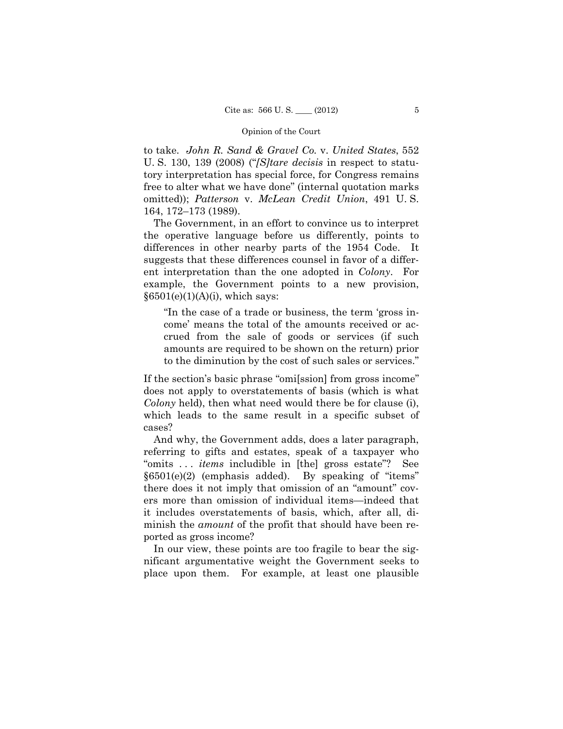to take. *John R. Sand & Gravel Co.* v. *United States*, 552 U. S. 130, 139 (2008) ("*[S]tare decisis* in respect to statutory interpretation has special force, for Congress remains free to alter what we have done" (internal quotation marks omitted)); *Patterson* v. *McLean Credit Union*, 491 U. S. 164, 172–173 (1989).

The Government, in an effort to convince us to interpret the operative language before us differently, points to differences in other nearby parts of the 1954 Code. It suggests that these differences counsel in favor of a different interpretation than the one adopted in *Colony*. For example, the Government points to a new provision, §6501(e)(1)(A)(i), which says:

> "In the case of a trade or business, the term 'gross income' means the total of the amounts received or accrued from the sale of goods or services (if such amounts are required to be shown on the return) prior to the diminution by the cost of such sales or services."

If the section's basic phrase "omi[ssion] from gross income" does not apply to overstatements of basis (which is what *Colony* held), then what need would there be for clause (i), which leads to the same result in a specific subset of cases?

And why, the Government adds, does a later paragraph, referring to gifts and estates, speak of a taxpayer who "omits . . . *items* includible in [the] gross estate"? See §6501(e)(2) (emphasis added). By speaking of "items" there does it not imply that omission of an "amount" covers more than omission of individual items—indeed that it includes overstatements of basis, which, after all, diminish the *amount* of the profit that should have been reported as gross income?

In our view, these points are too fragile to bear the significant argumentative weight the Government seeks to place upon them. For example, at least one plausible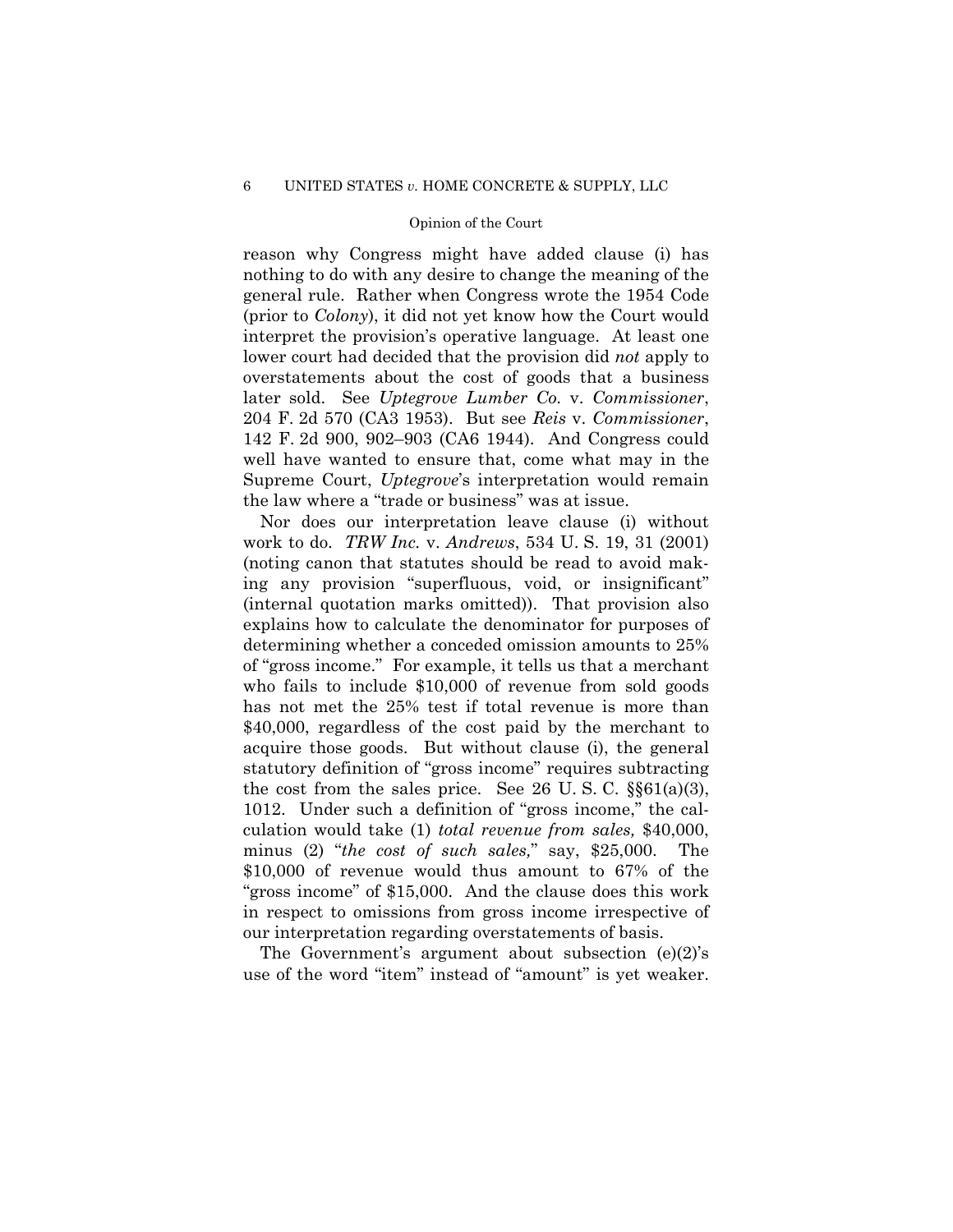reason why Congress might have added clause (i) has nothing to do with any desire to change the meaning of the general rule. Rather when Congress wrote the 1954 Code (prior to *Colony*), it did not yet know how the Court would interpret the provision's operative language. At least one lower court had decided that the provision did *not* apply to overstatements about the cost of goods that a business later sold. See *Uptegrove Lumber Co.* v. *Commissioner*, 204 F. 2d 570 (CA3 1953). But see *Reis* v. *Commissioner*, 142 F. 2d 900, 902–903 (CA6 1944). And Congress could well have wanted to ensure that, come what may in the Supreme Court, *Uptegrove*'s interpretation would remain the law where a "trade or business" was at issue.

Nor does our interpretation leave clause (i) without work to do. *TRW Inc.* v. *Andrews*, 534 U. S. 19, 31 (2001) (noting canon that statutes should be read to avoid making any provision "superfluous, void, or insignificant" (internal quotation marks omitted)). That provision also explains how to calculate the denominator for purposes of determining whether a conceded omission amounts to 25% of "gross income." For example, it tells us that a merchant who fails to include $10,000 of revenue from sold goods has not met the 25% test if total revenue is more than $40,000, regardless of the cost paid by the merchant to acquire those goods. But without clause (i), the general statutory definition of "gross income" requires subtracting the cost from the sales price. See 26 U. S. C. §§61(a)(3), 1012. Under such a definition of "gross income," the calculation would take (1) *total revenue from sales,* $40,000, minus (2) "*the cost of such sales,*" say, $25,000. The $10,000 of revenue would thus amount to 67% of the "gross income" of $15,000. And the clause does this work in respect to omissions from gross income irrespective of our interpretation regarding overstatements of basis.

The Government's argument about subsection (e)(2)'s use of the word "item" instead of "amount" is yet weaker.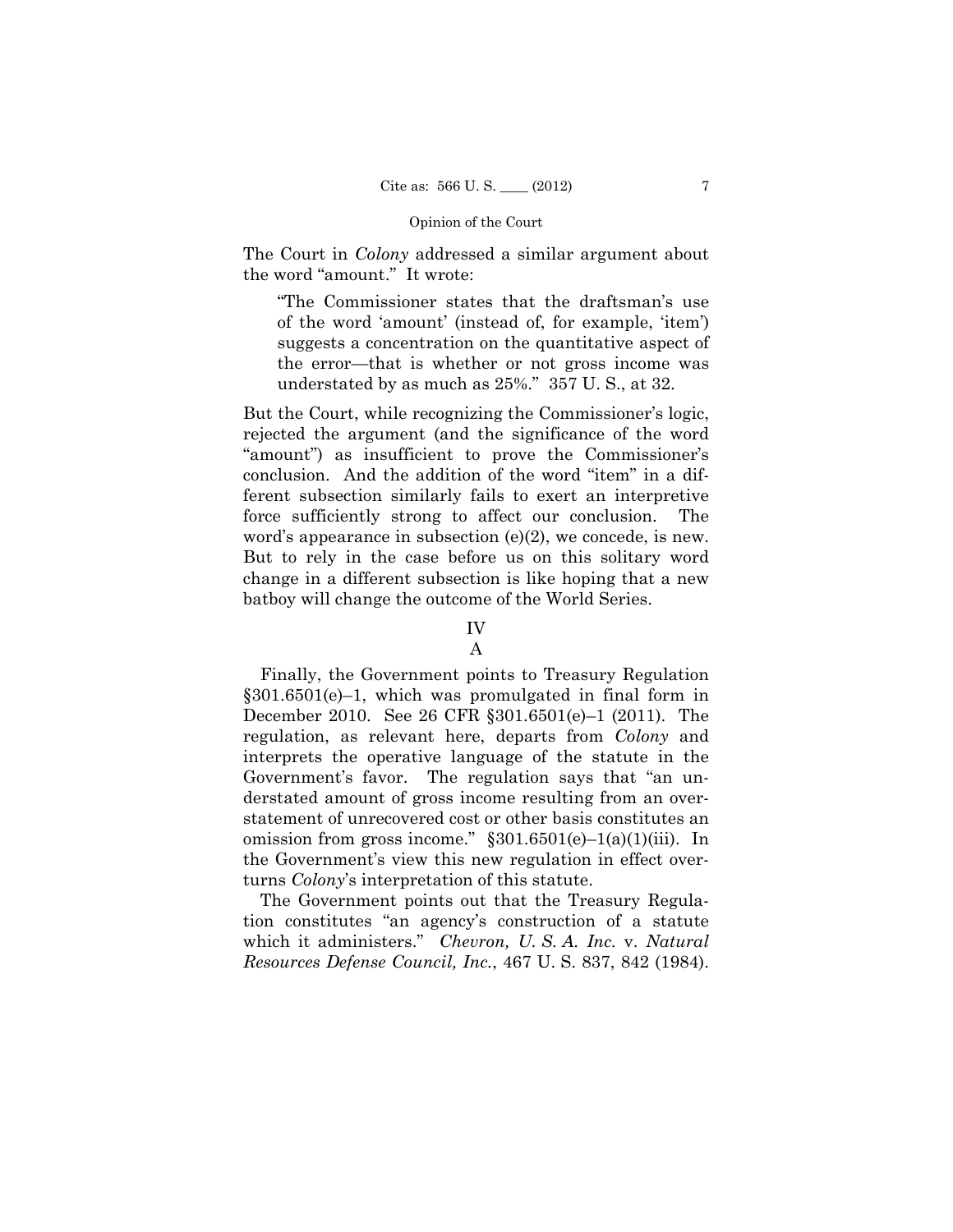The Court in *Colony* addressed a similar argument about the word "amount." It wrote:

> "The Commissioner states that the draftsman's use of the word 'amount' (instead of, for example, 'item') suggests a concentration on the quantitative aspect of the error—that is whether or not gross income was understated by as much as 25%." 357 U. S., at 32.

But the Court, while recognizing the Commissioner's logic, rejected the argument (and the significance of the word "amount") as insufficient to prove the Commissioner's conclusion. And the addition of the word "item" in a different subsection similarly fails to exert an interpretive force sufficiently strong to affect our conclusion. The word's appearance in subsection (e)(2), we concede, is new. But to rely in the case before us on this solitary word change in a different subsection is like hoping that a new batboy will change the outcome of the World Series.

## IV

### A

Finally, the Government points to Treasury Regulation §301.6501(e)–1, which was promulgated in final form in December 2010. See 26 CFR §301.6501(e)–1 (2011). The regulation, as relevant here, departs from *Colony* and interprets the operative language of the statute in the Government's favor. The regulation says that "an understated amount of gross income resulting from an overstatement of unrecovered cost or other basis constitutes an omission from gross income." §301.6501(e)–1(a)(1)(iii). In the Government's view this new regulation in effect overturns *Colony*'s interpretation of this statute.

The Government points out that the Treasury Regulation constitutes "an agency's construction of a statute which it administers." *Chevron, U. S. A. Inc.* v. *Natural Resources Defense Council, Inc.*, 467 U. S. 837, 842 (1984).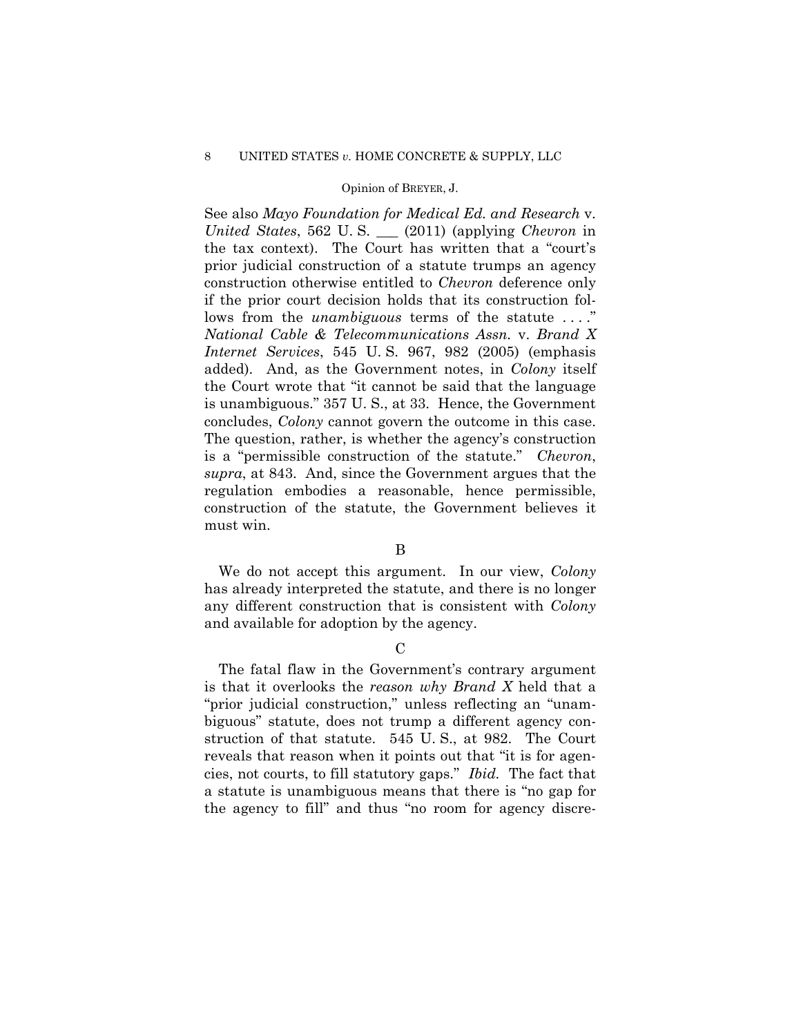See also *Mayo Foundation for Medical Ed. and Research* v. *United States*, 562 U. S. ___ (2011) (applying *Chevron* in the tax context). The Court has written that a "court's prior judicial construction of a statute trumps an agency construction otherwise entitled to *Chevron* deference only if the prior court decision holds that its construction follows from the *unambiguous* terms of the statute . . . ." *National Cable & Telecommunications Assn.* v. *Brand X Internet Services*, 545 U. S. 967, 982 (2005) (emphasis added). And, as the Government notes, in *Colony* itself the Court wrote that "it cannot be said that the language is unambiguous." 357 U. S., at 33. Hence, the Government concludes, *Colony* cannot govern the outcome in this case. The question, rather, is whether the agency's construction is a "permissible construction of the statute." *Chevron*, *supra*, at 843. And, since the Government argues that the regulation embodies a reasonable, hence permissible, construction of the statute, the Government believes it must win.

B

We do not accept this argument. In our view, *Colony* has already interpreted the statute, and there is no longer any different construction that is consistent with *Colony* and available for adoption by the agency.

C

The fatal flaw in the Government's contrary argument is that it overlooks the *reason why Brand X* held that a "prior judicial construction," unless reflecting an "unambiguous" statute, does not trump a different agency construction of that statute. 545 U. S., at 982. The Court reveals that reason when it points out that "it is for agencies, not courts, to fill statutory gaps." *Ibid.* The fact that a statute is unambiguous means that there is "no gap for the agency to fill" and thus "no room for agency discre-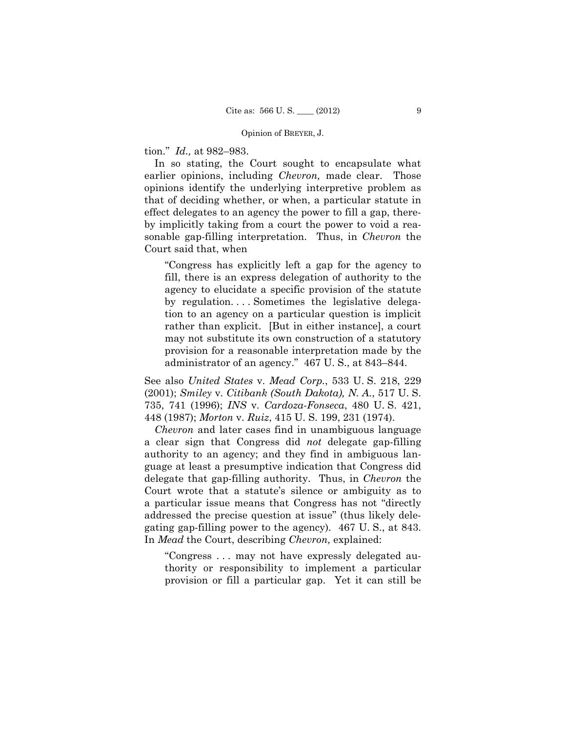tion." *Id.,* at 982–983.

In so stating, the Court sought to encapsulate what earlier opinions, including *Chevron,* made clear. Those opinions identify the underlying interpretive problem as that of deciding whether, or when, a particular statute in effect delegates to an agency the power to fill a gap, thereby implicitly taking from a court the power to void a reasonable gap-filling interpretation. Thus, in *Chevron* the Court said that, when

> "Congress has explicitly left a gap for the agency to fill, there is an express delegation of authority to the agency to elucidate a specific provision of the statute by regulation. . . . Sometimes the legislative delegation to an agency on a particular question is implicit rather than explicit. [But in either instance], a court may not substitute its own construction of a statutory provision for a reasonable interpretation made by the administrator of an agency." 467 U. S., at 843–844.

See also *United States* v. *Mead Corp.*, 533 U. S. 218, 229 (2001); *Smiley* v. *Citibank (South Dakota), N. A.*, 517 U. S. 735, 741 (1996); *INS* v. *Cardoza-Fonseca*, 480 U. S. 421, 448 (1987); *Morton* v. *Ruiz*, 415 U. S. 199, 231 (1974).

*Chevron* and later cases find in unambiguous language a clear sign that Congress did *not* delegate gap-filling authority to an agency; and they find in ambiguous language at least a presumptive indication that Congress did delegate that gap-filling authority. Thus, in *Chevron* the Court wrote that a statute's silence or ambiguity as to a particular issue means that Congress has not "directly addressed the precise question at issue" (thus likely delegating gap-filling power to the agency). 467 U. S., at 843. In *Mead* the Court, describing *Chevron,* explained:

> "Congress . . . may not have expressly delegated authority or responsibility to implement a particular provision or fill a particular gap. Yet it can still be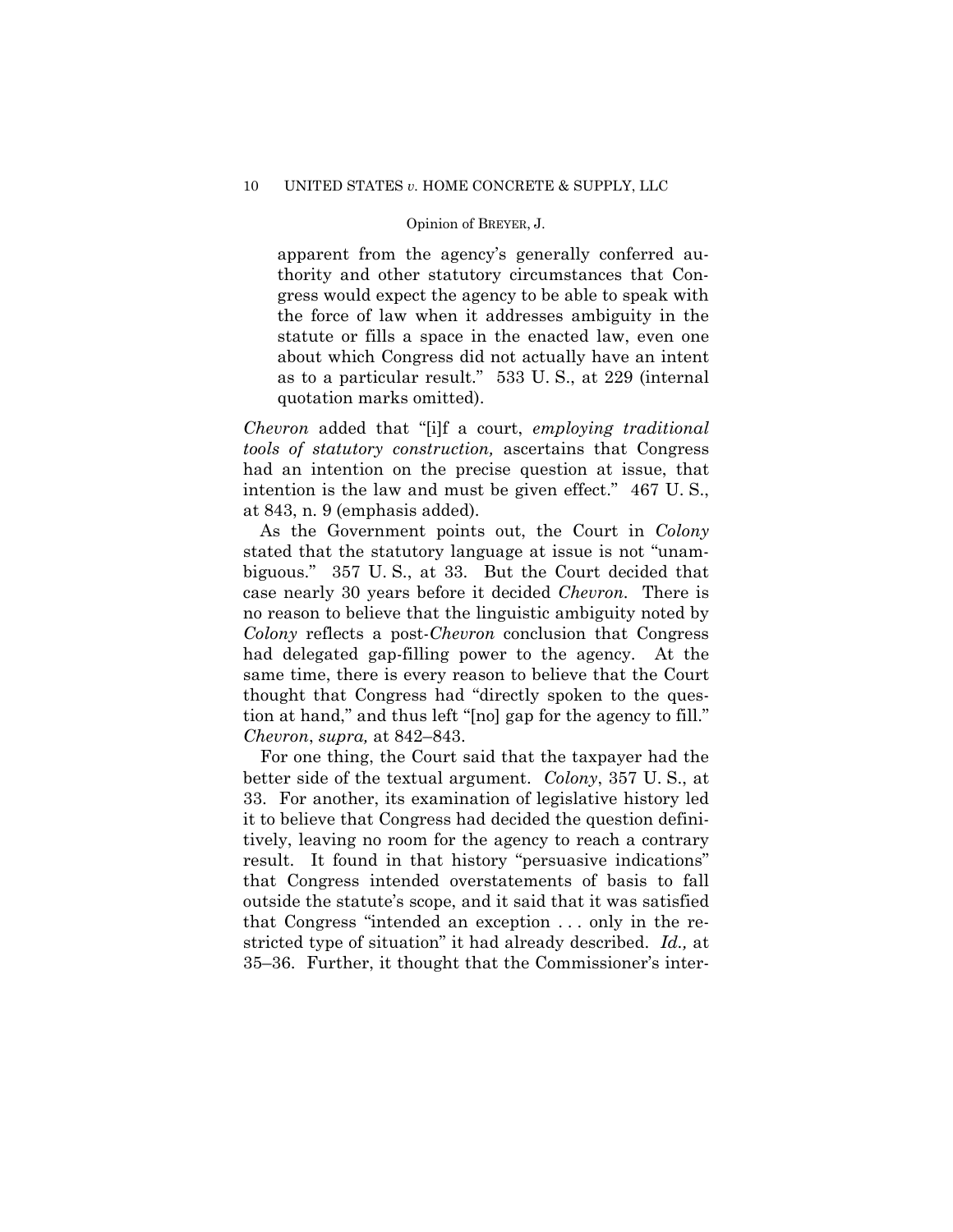apparent from the agency's generally conferred authority and other statutory circumstances that Congress would expect the agency to be able to speak with the force of law when it addresses ambiguity in the statute or fills a space in the enacted law, even one about which Congress did not actually have an intent as to a particular result." 533 U. S., at 229 (internal quotation marks omitted).

*Chevron* added that "[i]f a court, *employing traditional tools of statutory construction,* ascertains that Congress had an intention on the precise question at issue, that intention is the law and must be given effect." 467 U. S., at 843, n. 9 (emphasis added).

As the Government points out, the Court in *Colony* stated that the statutory language at issue is not "unambiguous." 357 U. S., at 33. But the Court decided that case nearly 30 years before it decided *Chevron*. There is no reason to believe that the linguistic ambiguity noted by *Colony* reflects a post-*Chevron* conclusion that Congress had delegated gap-filling power to the agency. At the same time, there is every reason to believe that the Court thought that Congress had "directly spoken to the question at hand," and thus left "[no] gap for the agency to fill." *Chevron*, *supra,* at 842–843.

For one thing, the Court said that the taxpayer had the better side of the textual argument. *Colony*, 357 U. S., at 33. For another, its examination of legislative history led it to believe that Congress had decided the question definitively, leaving no room for the agency to reach a contrary result. It found in that history "persuasive indications" that Congress intended overstatements of basis to fall outside the statute's scope, and it said that it was satisfied that Congress "intended an exception . . . only in the restricted type of situation" it had already described. *Id.,* at 35–36. Further, it thought that the Commissioner's inter-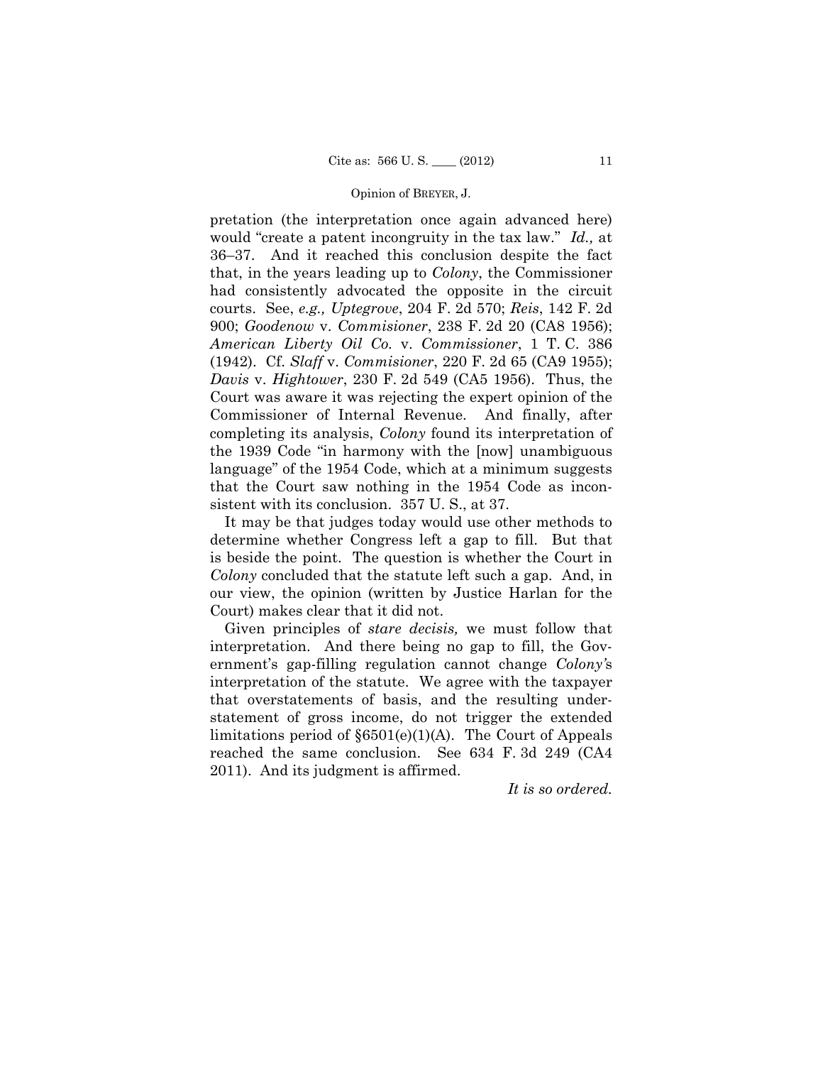pretation (the interpretation once again advanced here) would "create a patent incongruity in the tax law." *Id.,* at 36–37. And it reached this conclusion despite the fact that, in the years leading up to *Colony*, the Commissioner had consistently advocated the opposite in the circuit courts. See, *e.g., Uptegrove*, 204 F. 2d 570; *Reis*, 142 F. 2d 900; *Goodenow* v. *Commisioner*, 238 F. 2d 20 (CA8 1956); *American Liberty Oil Co.* v. *Commissioner*, 1 T. C. 386 (1942). Cf. *Slaff* v. *Commisioner*, 220 F. 2d 65 (CA9 1955); *Davis* v. *Hightower*, 230 F. 2d 549 (CA5 1956). Thus, the Court was aware it was rejecting the expert opinion of the Commissioner of Internal Revenue. And finally, after completing its analysis, *Colony* found its interpretation of the 1939 Code "in harmony with the [now] unambiguous language" of the 1954 Code, which at a minimum suggests that the Court saw nothing in the 1954 Code as inconsistent with its conclusion. 357 U. S., at 37.

It may be that judges today would use other methods to determine whether Congress left a gap to fill. But that is beside the point. The question is whether the Court in *Colony* concluded that the statute left such a gap. And, in our view, the opinion (written by Justice Harlan for the Court) makes clear that it did not.

Given principles of *stare decisis,* we must follow that interpretation. And there being no gap to fill, the Government's gap-filling regulation cannot change *Colony's* interpretation of the statute. We agree with the taxpayer that overstatements of basis, and the resulting understatement of gross income, do not trigger the extended limitations period of §6501(e)(1)(A). The Court of Appeals reached the same conclusion. See 634 F. 3d 249 (CA4 2011). And its judgment is affirmed.

*It is so ordered.*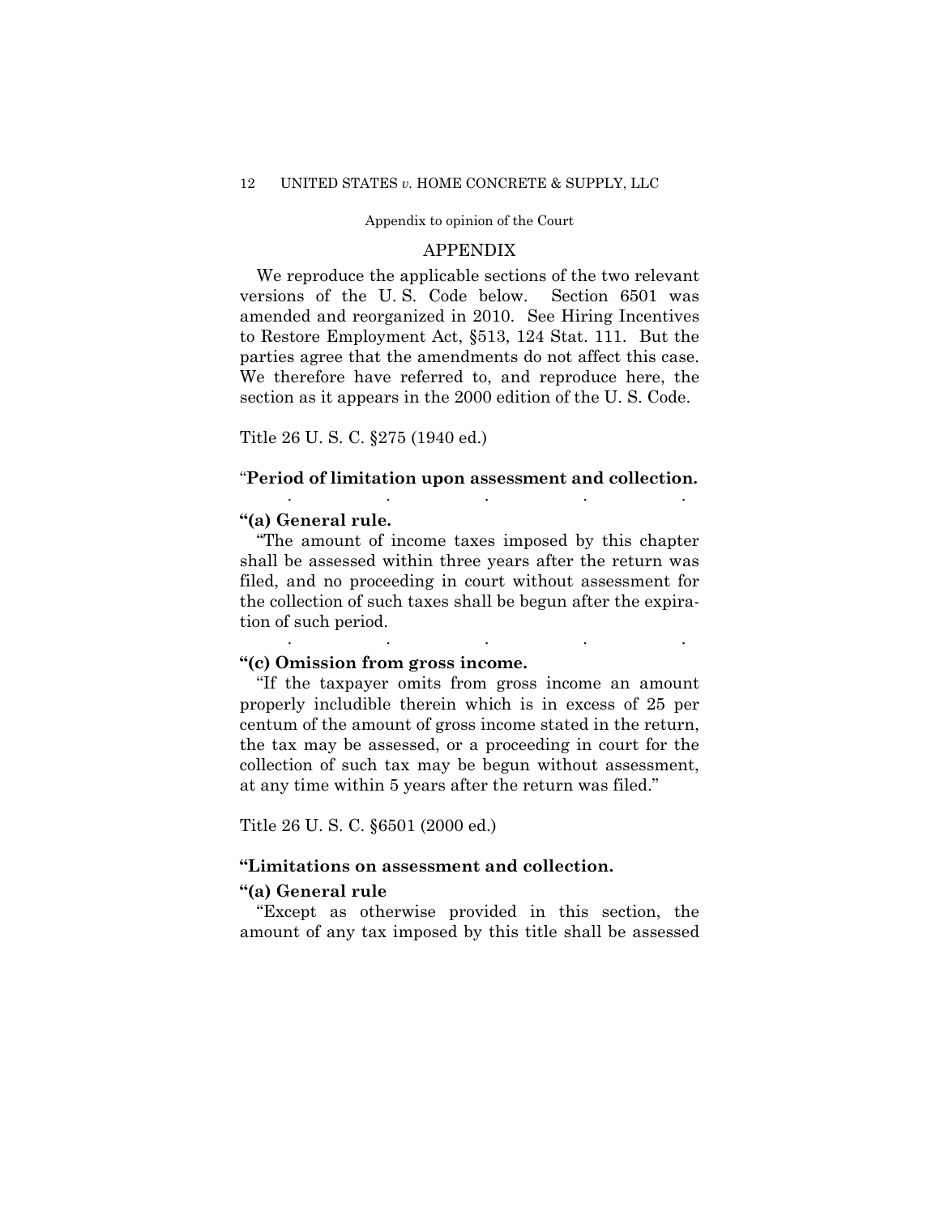Appendix to opinion of the Court

## APPENDIX

We reproduce the applicable sections of the two relevant versions of the U. S. Code below. Section 6501 was amended and reorganized in 2010. See Hiring Incentives to Restore Employment Act, §513, 124 Stat. 111. But the parties agree that the amendments do not affect this case. We therefore have referred to, and reproduce here, the section as it appears in the 2000 edition of the U. S. Code.

Title 26 U. S. C. §275 (1940 ed.)

"**Period of limitation upon assessment and collection.**

. . . . .

**"(a) General rule.**

"The amount of income taxes imposed by this chapter shall be assessed within three years after the return was filed, and no proceeding in court without assessment for the collection of such taxes shall be begun after the expiration of such period.

. . . . .

**"(c) Omission from gross income.**

"If the taxpayer omits from gross income an amount properly includible therein which is in excess of 25 per centum of the amount of gross income stated in the return, the tax may be assessed, or a proceeding in court for the collection of such tax may be begun without assessment, at any time within 5 years after the return was filed."

Title 26 U. S. C. §6501 (2000 ed.)

**"Limitations on assessment and collection.**

**"(a) General rule**

"Except as otherwise provided in this section, the amount of any tax imposed by this title shall be assessed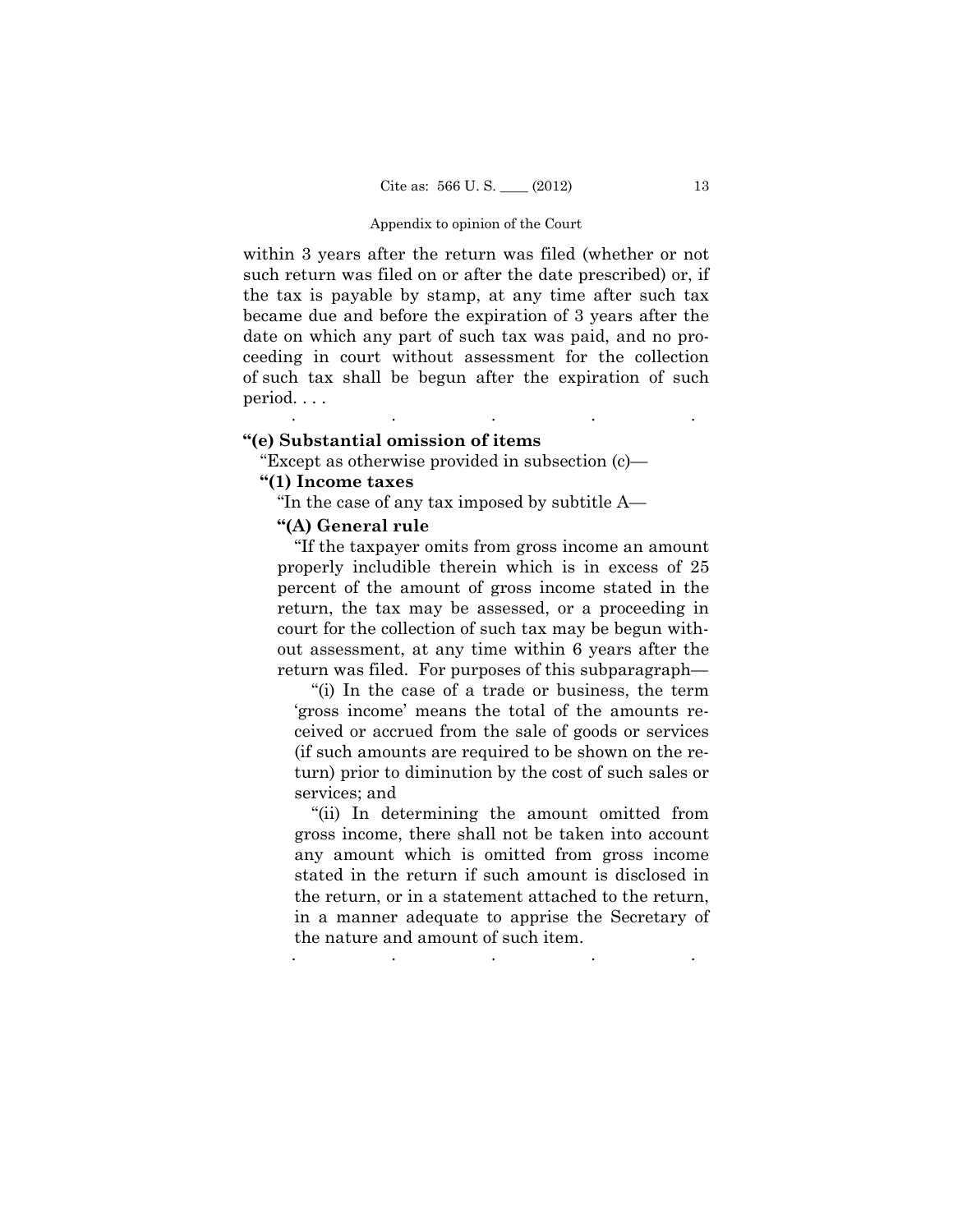within 3 years after the return was filed (whether or not such return was filed on or after the date prescribed) or, if the tax is payable by stamp, at any time after such tax became due and before the expiration of 3 years after the date on which any part of such tax was paid, and no proceeding in court without assessment for the collection of such tax shall be begun after the expiration of such period. . . .

.          .          .          .          .

**"(e) Substantial omission of items**

"Except as otherwise provided in subsection (c)—

**"(1) Income taxes**

"In the case of any tax imposed by subtitle A—

**"(A) General rule**

"If the taxpayer omits from gross income an amount properly includible therein which is in excess of 25 percent of the amount of gross income stated in the return, the tax may be assessed, or a proceeding in court for the collection of such tax may be begun without assessment, at any time within 6 years after the return was filed. For purposes of this subparagraph—

"(i) In the case of a trade or business, the term 'gross income' means the total of the amounts received or accrued from the sale of goods or services (if such amounts are required to be shown on the return) prior to diminution by the cost of such sales or services; and

"(ii) In determining the amount omitted from gross income, there shall not be taken into account any amount which is omitted from gross income stated in the return if such amount is disclosed in the return, or in a statement attached to the return, in a manner adequate to apprise the Secretary of the nature and amount of such item.

.          .          .          .          .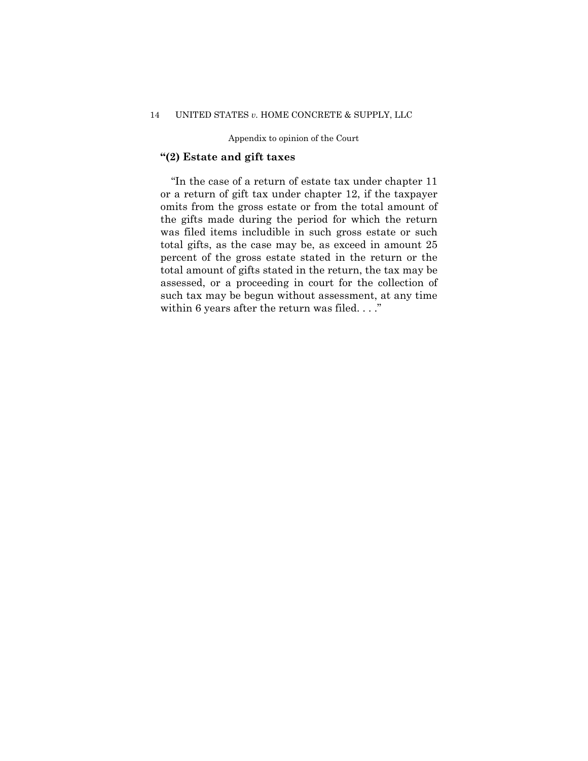Appendix to opinion of the Court

**"(2) Estate and gift taxes**

"In the case of a return of estate tax under chapter 11 or a return of gift tax under chapter 12, if the taxpayer omits from the gross estate or from the total amount of the gifts made during the period for which the return was filed items includible in such gross estate or such total gifts, as the case may be, as exceed in amount 25 percent of the gross estate stated in the return or the total amount of gifts stated in the return, the tax may be assessed, or a proceeding in court for the collection of such tax may be begun without assessment, at any time within 6 years after the return was filed. . . ."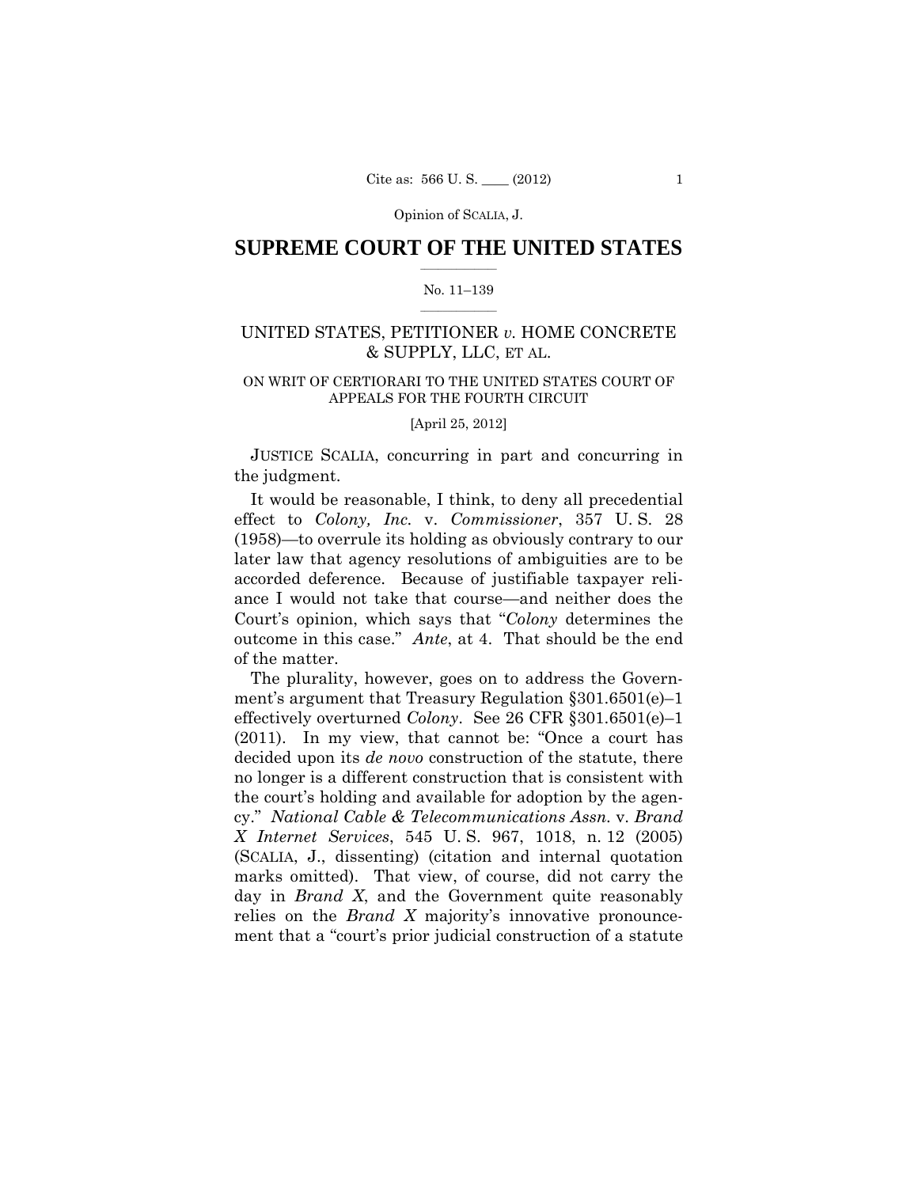Opinion of SCALIA, J.

# SUPREME COURT OF THE UNITED STATES

No. 11–139

UNITED STATES, PETITIONER *v.* HOME CONCRETE & SUPPLY, LLC, ET AL.

ON WRIT OF CERTIORARI TO THE UNITED STATES COURT OF APPEALS FOR THE FOURTH CIRCUIT

[April 25, 2012]

JUSTICE SCALIA, concurring in part and concurring in the judgment.

It would be reasonable, I think, to deny all precedential effect to *Colony, Inc.* v. *Commissioner*, 357 U. S. 28 (1958)—to overrule its holding as obviously contrary to our later law that agency resolutions of ambiguities are to be accorded deference. Because of justifiable taxpayer reliance I would not take that course—and neither does the Court's opinion, which says that "*Colony* determines the outcome in this case." *Ante*, at 4. That should be the end of the matter.

The plurality, however, goes on to address the Government's argument that Treasury Regulation §301.6501(e)–1 effectively overturned *Colony*. See 26 CFR §301.6501(e)–1 (2011). In my view, that cannot be: "Once a court has decided upon its *de novo* construction of the statute, there no longer is a different construction that is consistent with the court's holding and available for adoption by the agency." *National Cable & Telecommunications Assn.* v. *Brand X Internet Services*, 545 U. S. 967, 1018, n. 12 (2005) (SCALIA, J., dissenting) (citation and internal quotation marks omitted). That view, of course, did not carry the day in *Brand X*, and the Government quite reasonably relies on the *Brand X* majority's innovative pronouncement that a "court's prior judicial construction of a statute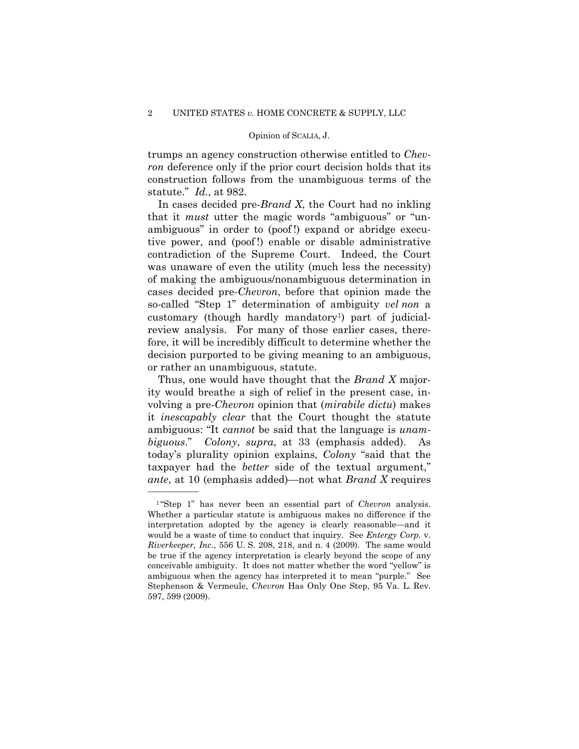trumps an agency construction otherwise entitled to *Chevron* deference only if the prior court decision holds that its construction follows from the unambiguous terms of the statute." *Id.*, at 982.

In cases decided pre-*Brand X*, the Court had no inkling that it *must* utter the magic words "ambiguous" or "unambiguous" in order to (poof!) expand or abridge executive power, and (poof!) enable or disable administrative contradiction of the Supreme Court. Indeed, the Court was unaware of even the utility (much less the necessity) of making the ambiguous/nonambiguous determination in cases decided pre-*Chevron*, before that opinion made the so-called "Step 1" determination of ambiguity *vel non* a customary (though hardly mandatory[1]) part of judicial-review analysis. For many of those earlier cases, therefore, it will be incredibly difficult to determine whether the decision purported to be giving meaning to an ambiguous, or rather an unambiguous, statute.

Thus, one would have thought that the *Brand X* majority would breathe a sigh of relief in the present case, involving a pre-*Chevron* opinion that (*mirabile dictu*) makes it *inescapably clear* that the Court thought the statute ambiguous: "It *cannot* be said that the language is *unambiguous*." *Colony*, *supra*, at 33 (emphasis added). As today's plurality opinion explains, *Colony* "said that the taxpayer had the *better* side of the textual argument," *ante*, at 10 (emphasis added)—not what *Brand X* requires

---

[1] "Step 1" has never been an essential part of *Chevron* analysis. Whether a particular statute is ambiguous makes no difference if the interpretation adopted by the agency is clearly reasonable—and it would be a waste of time to conduct that inquiry. See *Entergy Corp.* v. *Riverkeeper, Inc.*, 556 U. S. 208, 218, and n. 4 (2009). The same would be true if the agency interpretation is clearly beyond the scope of any conceivable ambiguity. It does not matter whether the word "yellow" is ambiguous when the agency has interpreted it to mean "purple." See Stephenson & Vermeule, *Chevron* Has Only One Step, 95 Va. L. Rev. 597, 599 (2009).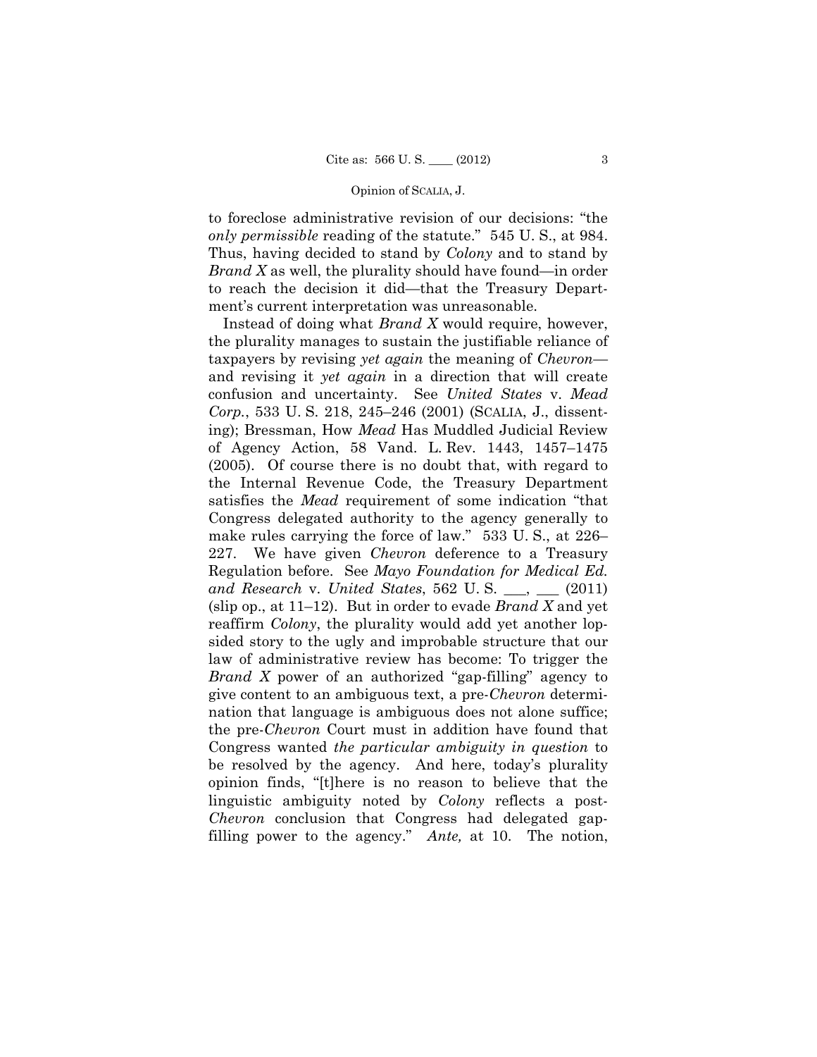to foreclose administrative revision of our decisions: "the *only permissible* reading of the statute." 545 U. S., at 984. Thus, having decided to stand by *Colony* and to stand by *Brand X* as well, the plurality should have found—in order to reach the decision it did—that the Treasury Department's current interpretation was unreasonable.

Instead of doing what *Brand X* would require, however, the plurality manages to sustain the justifiable reliance of taxpayers by revising *yet again* the meaning of *Chevron*—and revising it *yet again* in a direction that will create confusion and uncertainty. See *United States* v. *Mead Corp.*, 533 U. S. 218, 245–246 (2001) (SCALIA, J., dissenting); Bressman, How *Mead* Has Muddled Judicial Review of Agency Action, 58 Vand. L. Rev. 1443, 1457–1475 (2005). Of course there is no doubt that, with regard to the Internal Revenue Code, the Treasury Department satisfies the *Mead* requirement of some indication "that Congress delegated authority to the agency generally to make rules carrying the force of law." 533 U. S., at 226–227. We have given *Chevron* deference to a Treasury Regulation before. See *Mayo Foundation for Medical Ed. and Research* v. *United States*, 562 U. S. ___, ___ (2011) (slip op., at 11–12). But in order to evade *Brand X* and yet reaffirm *Colony*, the plurality would add yet another lopsided story to the ugly and improbable structure that our law of administrative review has become: To trigger the *Brand X* power of an authorized "gap-filling" agency to give content to an ambiguous text, a pre-*Chevron* determination that language is ambiguous does not alone suffice; the pre-*Chevron* Court must in addition have found that Congress wanted *the particular ambiguity in question* to be resolved by the agency. And here, today's plurality opinion finds, "[t]here is no reason to believe that the linguistic ambiguity noted by *Colony* reflects a post-*Chevron* conclusion that Congress had delegated gap-filling power to the agency." *Ante,* at 10. The notion,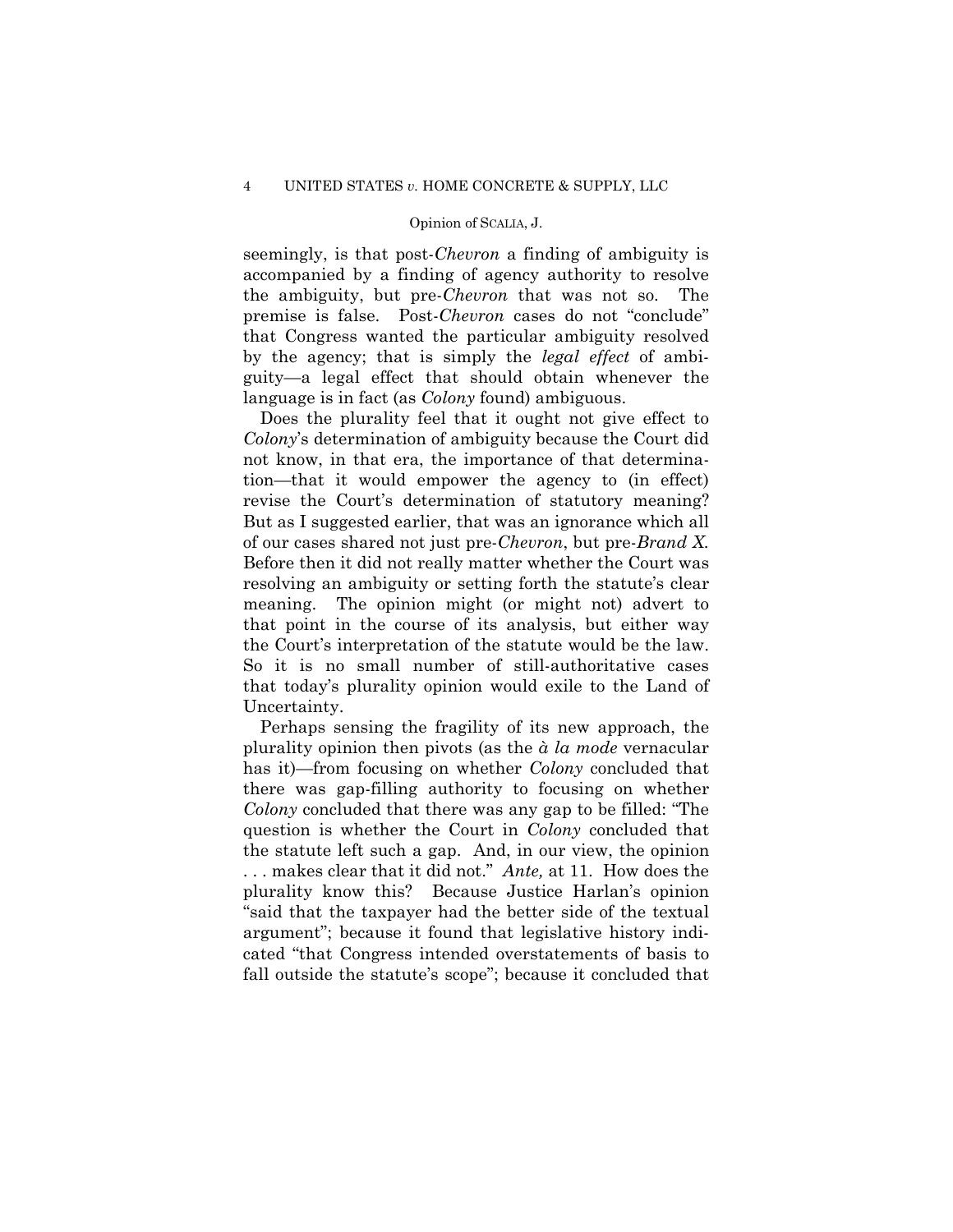seemingly, is that post-*Chevron* a finding of ambiguity is accompanied by a finding of agency authority to resolve the ambiguity, but pre-*Chevron* that was not so. The premise is false. Post-*Chevron* cases do not "conclude" that Congress wanted the particular ambiguity resolved by the agency; that is simply the *legal effect* of ambiguity—a legal effect that should obtain whenever the language is in fact (as *Colony* found) ambiguous.

Does the plurality feel that it ought not give effect to *Colony*'s determination of ambiguity because the Court did not know, in that era, the importance of that determination—that it would empower the agency to (in effect) revise the Court's determination of statutory meaning? But as I suggested earlier, that was an ignorance which all of our cases shared not just pre-*Chevron*, but pre-*Brand X.* Before then it did not really matter whether the Court was resolving an ambiguity or setting forth the statute's clear meaning. The opinion might (or might not) advert to that point in the course of its analysis, but either way the Court's interpretation of the statute would be the law. So it is no small number of still-authoritative cases that today's plurality opinion would exile to the Land of Uncertainty.

Perhaps sensing the fragility of its new approach, the plurality opinion then pivots (as the *à la mode* vernacular has it)—from focusing on whether *Colony* concluded that there was gap-filling authority to focusing on whether *Colony* concluded that there was any gap to be filled: "The question is whether the Court in *Colony* concluded that the statute left such a gap. And, in our view, the opinion . . . makes clear that it did not." *Ante,* at 11. How does the plurality know this? Because Justice Harlan's opinion "said that the taxpayer had the better side of the textual argument"; because it found that legislative history indicated "that Congress intended overstatements of basis to fall outside the statute's scope"; because it concluded that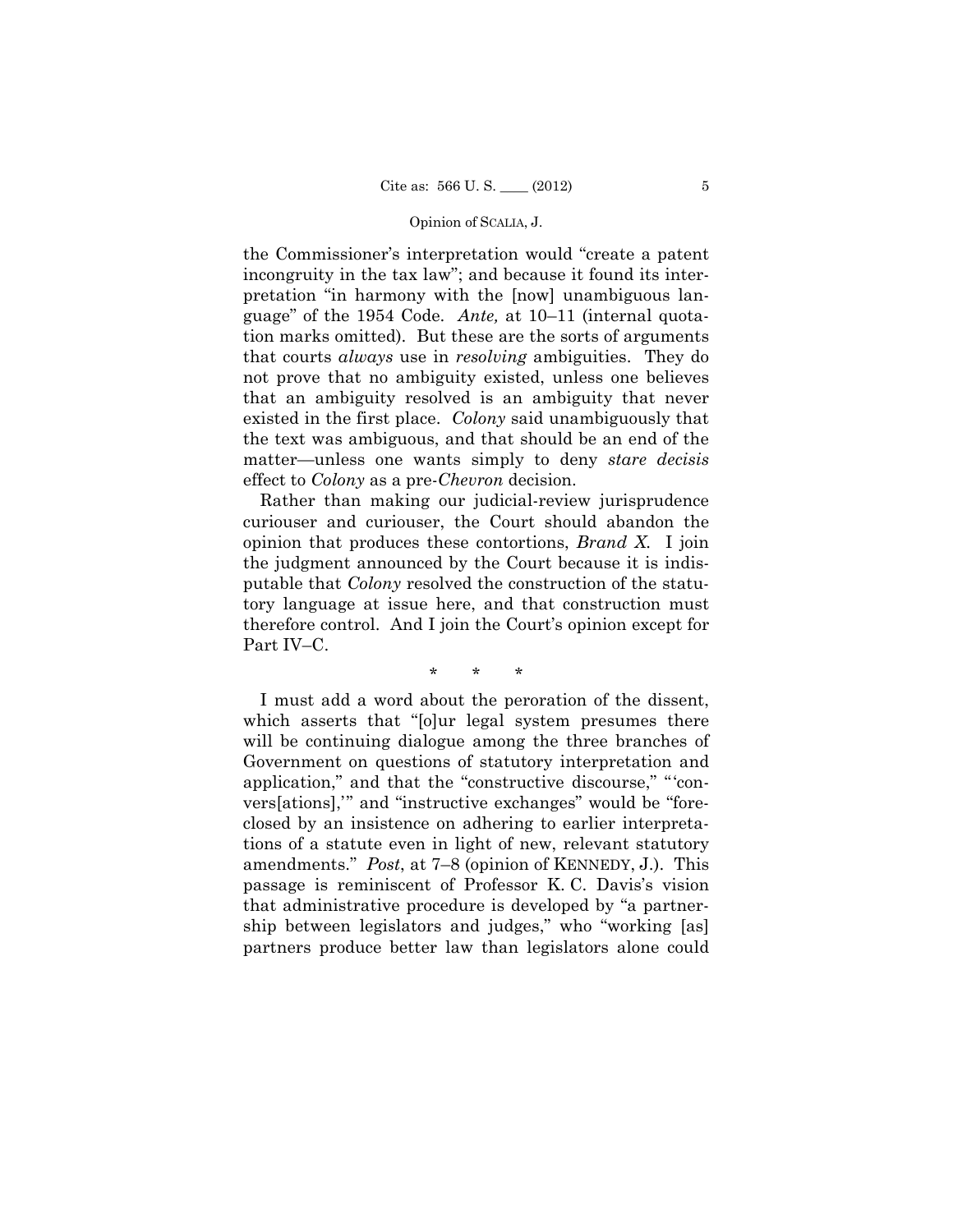the Commissioner's interpretation would "create a patent incongruity in the tax law"; and because it found its interpretation "in harmony with the [now] unambiguous language" of the 1954 Code. *Ante,* at 10–11 (internal quotation marks omitted). But these are the sorts of arguments that courts *always* use in *resolving* ambiguities. They do not prove that no ambiguity existed, unless one believes that an ambiguity resolved is an ambiguity that never existed in the first place. *Colony* said unambiguously that the text was ambiguous, and that should be an end of the matter—unless one wants simply to deny *stare decisis* effect to *Colony* as a pre-*Chevron* decision.

Rather than making our judicial-review jurisprudence curiouser and curiouser, the Court should abandon the opinion that produces these contortions, *Brand X.* I join the judgment announced by the Court because it is indisputable that *Colony* resolved the construction of the statutory language at issue here, and that construction must therefore control. And I join the Court's opinion except for Part IV–C.

\* \* \*

I must add a word about the peroration of the dissent, which asserts that "[o]ur legal system presumes there will be continuing dialogue among the three branches of Government on questions of statutory interpretation and application," and that the "constructive discourse," "'convers[ations],'" and "instructive exchanges" would be "foreclosed by an insistence on adhering to earlier interpretations of a statute even in light of new, relevant statutory amendments." *Post*, at 7–8 (opinion of KENNEDY, J.). This passage is reminiscent of Professor K. C. Davis's vision that administrative procedure is developed by "a partnership between legislators and judges," who "working [as] partners produce better law than legislators alone could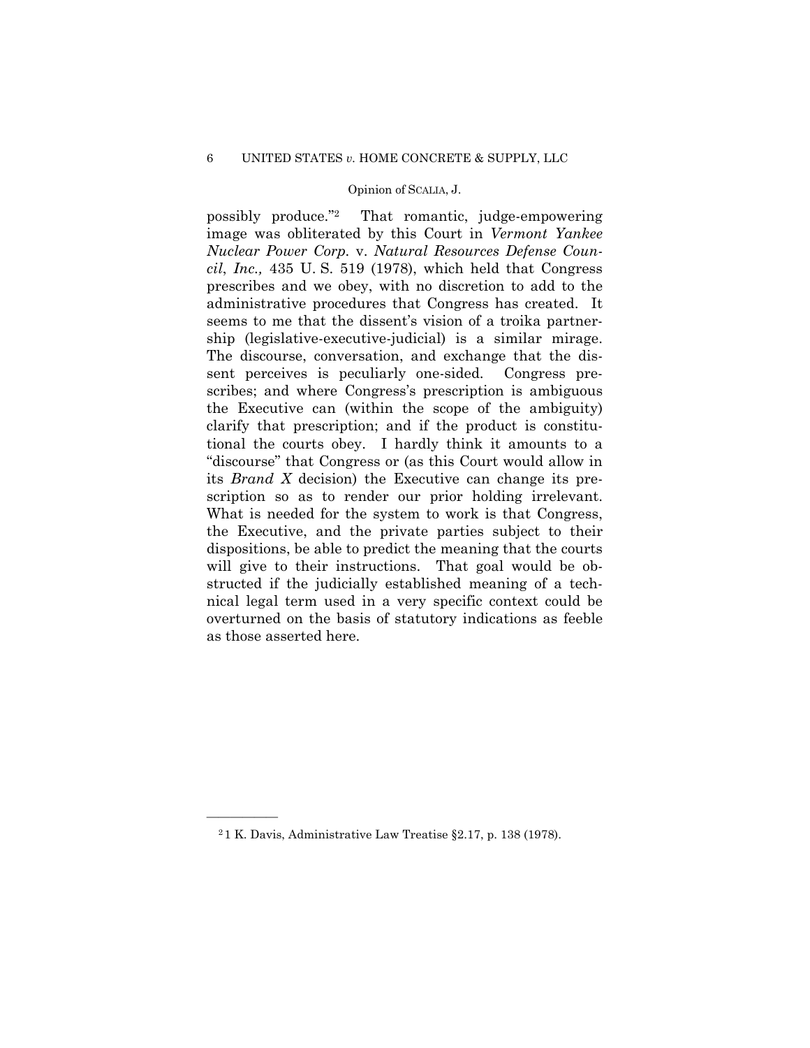possibly produce."[2] That romantic, judge-empowering image was obliterated by this Court in *Vermont Yankee Nuclear Power Corp.* v. *Natural Resources Defense Council*, *Inc.,* 435 U. S. 519 (1978), which held that Congress prescribes and we obey, with no discretion to add to the administrative procedures that Congress has created. It seems to me that the dissent's vision of a troika partnership (legislative-executive-judicial) is a similar mirage. The discourse, conversation, and exchange that the dissent perceives is peculiarly one-sided. Congress prescribes; and where Congress's prescription is ambiguous the Executive can (within the scope of the ambiguity) clarify that prescription; and if the product is constitutional the courts obey. I hardly think it amounts to a "discourse" that Congress or (as this Court would allow in its *Brand X* decision) the Executive can change its prescription so as to render our prior holding irrelevant. What is needed for the system to work is that Congress, the Executive, and the private parties subject to their dispositions, be able to predict the meaning that the courts will give to their instructions. That goal would be obstructed if the judicially established meaning of a technical legal term used in a very specific context could be overturned on the basis of statutory indications as feeble as those asserted here.

---

[2] 1 K. Davis, Administrative Law Treatise §2.17, p. 138 (1978).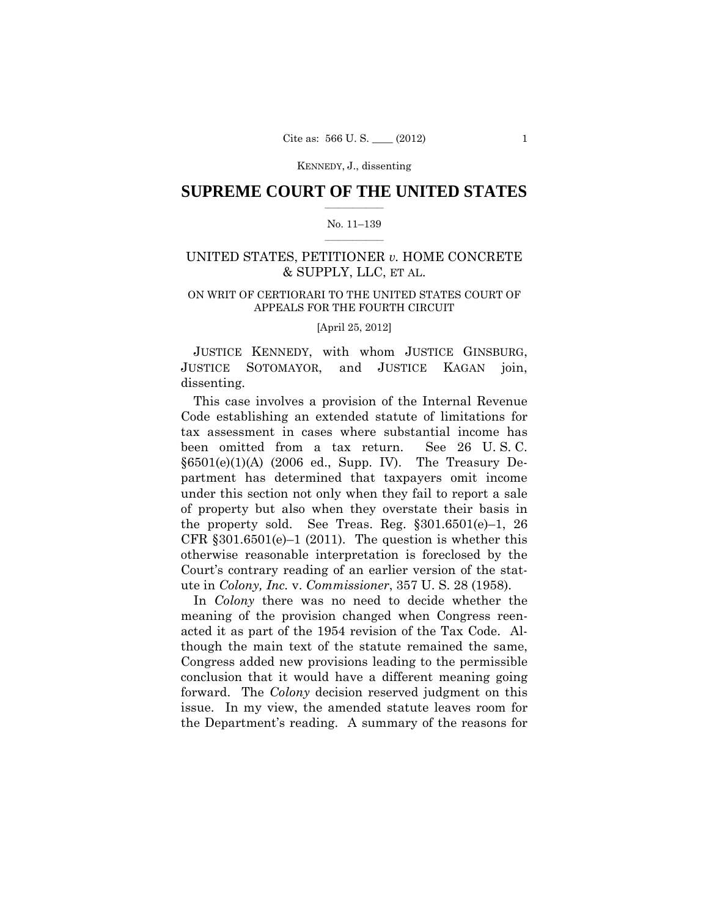# SUPREME COURT OF THE UNITED STATES

No. 11–139

UNITED STATES, PETITIONER *v.* HOME CONCRETE & SUPPLY, LLC, ET AL.

ON WRIT OF CERTIORARI TO THE UNITED STATES COURT OF APPEALS FOR THE FOURTH CIRCUIT

[April 25, 2012]

JUSTICE KENNEDY, with whom JUSTICE GINSBURG, JUSTICE SOTOMAYOR, and JUSTICE KAGAN join, dissenting.

This case involves a provision of the Internal Revenue Code establishing an extended statute of limitations for tax assessment in cases where substantial income has been omitted from a tax return. See 26 U. S. C. §6501(e)(1)(A) (2006 ed., Supp. IV). The Treasury Department has determined that taxpayers omit income under this section not only when they fail to report a sale of property but also when they overstate their basis in the property sold. See Treas. Reg. §301.6501(e)–1, 26 CFR §301.6501(e)–1 (2011). The question is whether this otherwise reasonable interpretation is foreclosed by the Court's contrary reading of an earlier version of the statute in *Colony, Inc.* v. *Commissioner*, 357 U. S. 28 (1958).

In *Colony* there was no need to decide whether the meaning of the provision changed when Congress reenacted it as part of the 1954 revision of the Tax Code. Although the main text of the statute remained the same, Congress added new provisions leading to the permissible conclusion that it would have a different meaning going forward. The *Colony* decision reserved judgment on this issue. In my view, the amended statute leaves room for the Department's reading. A summary of the reasons for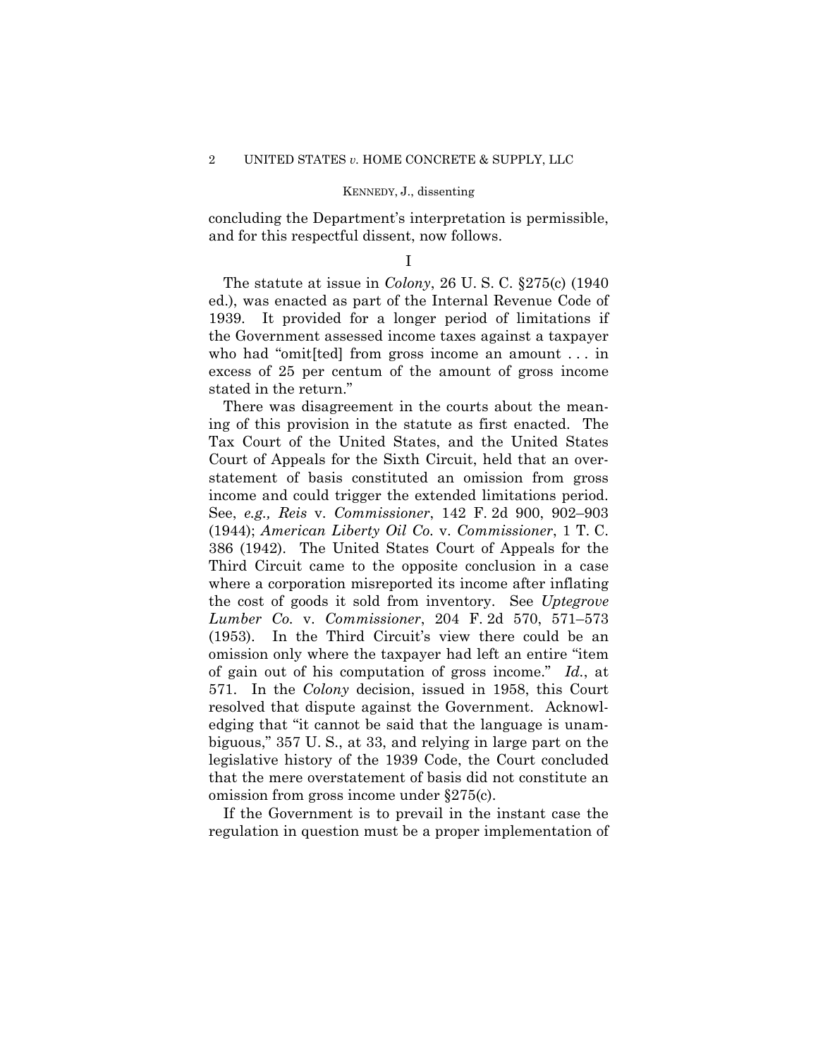concluding the Department's interpretation is permissible, and for this respectful dissent, now follows.

I

The statute at issue in *Colony*, 26 U. S. C. §275(c) (1940 ed.), was enacted as part of the Internal Revenue Code of 1939. It provided for a longer period of limitations if the Government assessed income taxes against a taxpayer who had "omit[ted] from gross income an amount . . . in excess of 25 per centum of the amount of gross income stated in the return."

There was disagreement in the courts about the meaning of this provision in the statute as first enacted. The Tax Court of the United States, and the United States Court of Appeals for the Sixth Circuit, held that an overstatement of basis constituted an omission from gross income and could trigger the extended limitations period. See, *e.g., Reis* v. *Commissioner*, 142 F. 2d 900, 902–903 (1944); *American Liberty Oil Co.* v. *Commissioner*, 1 T. C. 386 (1942). The United States Court of Appeals for the Third Circuit came to the opposite conclusion in a case where a corporation misreported its income after inflating the cost of goods it sold from inventory. See *Uptegrove Lumber Co.* v. *Commissioner*, 204 F. 2d 570, 571–573 (1953). In the Third Circuit's view there could be an omission only where the taxpayer had left an entire "item of gain out of his computation of gross income." *Id.*, at 571. In the *Colony* decision, issued in 1958, this Court resolved that dispute against the Government. Acknowledging that "it cannot be said that the language is unambiguous," 357 U. S., at 33, and relying in large part on the legislative history of the 1939 Code, the Court concluded that the mere overstatement of basis did not constitute an omission from gross income under §275(c).

If the Government is to prevail in the instant case the regulation in question must be a proper implementation of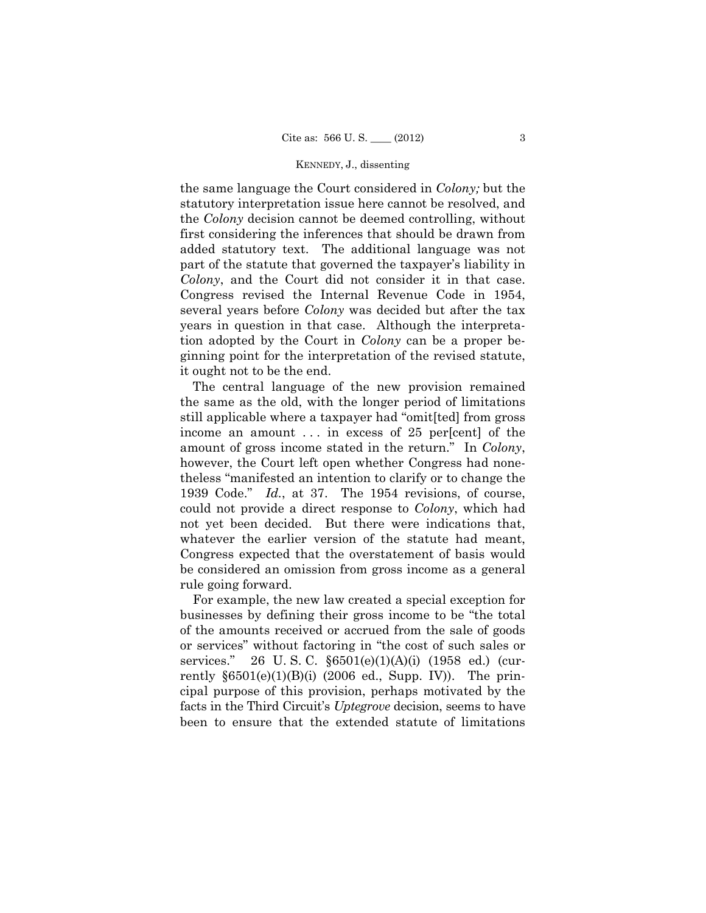the same language the Court considered in *Colony;* but the statutory interpretation issue here cannot be resolved, and the *Colony* decision cannot be deemed controlling, without first considering the inferences that should be drawn from added statutory text. The additional language was not part of the statute that governed the taxpayer's liability in *Colony*, and the Court did not consider it in that case. Congress revised the Internal Revenue Code in 1954, several years before *Colony* was decided but after the tax years in question in that case. Although the interpretation adopted by the Court in *Colony* can be a proper beginning point for the interpretation of the revised statute, it ought not to be the end.

The central language of the new provision remained the same as the old, with the longer period of limitations still applicable where a taxpayer had "omit[ted] from gross income an amount . . . in excess of 25 per[cent] of the amount of gross income stated in the return." In *Colony*, however, the Court left open whether Congress had nonetheless "manifested an intention to clarify or to change the 1939 Code." *Id.*, at 37. The 1954 revisions, of course, could not provide a direct response to *Colony*, which had not yet been decided. But there were indications that, whatever the earlier version of the statute had meant, Congress expected that the overstatement of basis would be considered an omission from gross income as a general rule going forward.

For example, the new law created a special exception for businesses by defining their gross income to be "the total of the amounts received or accrued from the sale of goods or services" without factoring in "the cost of such sales or services." 26 U. S. C. §6501(e)(1)(A)(i) (1958 ed.) (currently §6501(e)(1)(B)(i) (2006 ed., Supp. IV)). The principal purpose of this provision, perhaps motivated by the facts in the Third Circuit's *Uptegrove* decision, seems to have been to ensure that the extended statute of limitations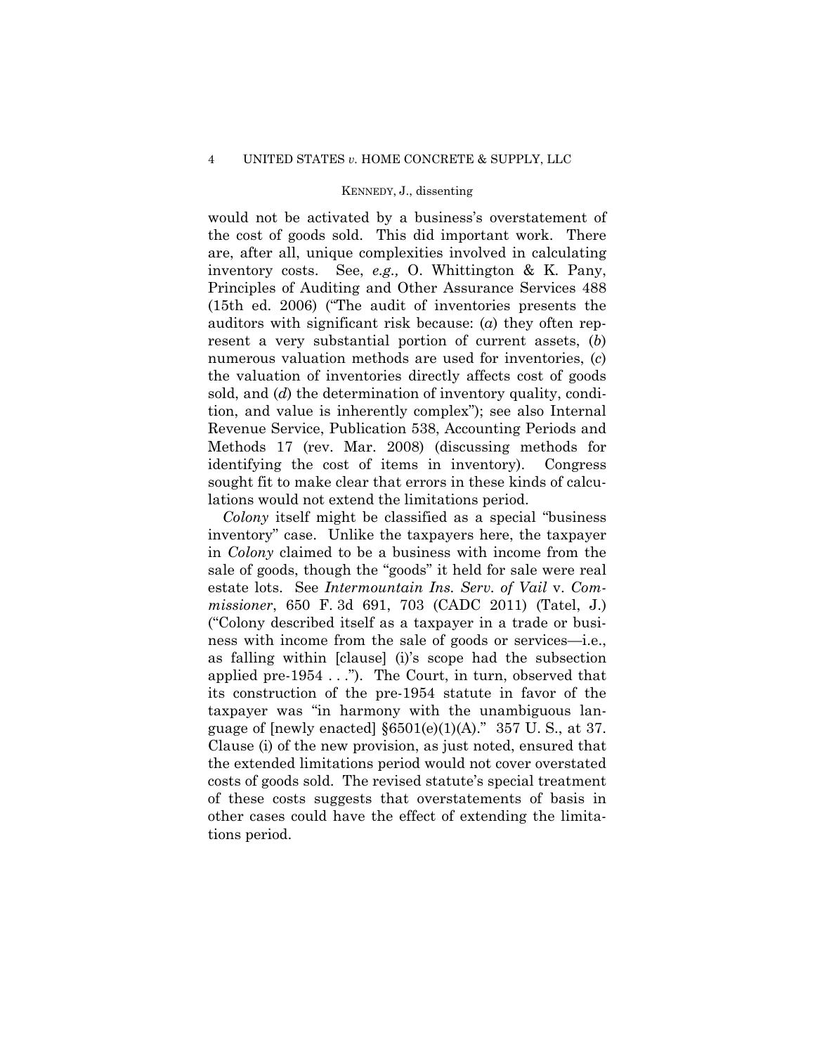would not be activated by a business's overstatement of the cost of goods sold. This did important work. There are, after all, unique complexities involved in calculating inventory costs. See, *e.g.,* O. Whittington & K. Pany, Principles of Auditing and Other Assurance Services 488 (15th ed. 2006) ("The audit of inventories presents the auditors with significant risk because: (*a*) they often represent a very substantial portion of current assets, (*b*) numerous valuation methods are used for inventories, (*c*) the valuation of inventories directly affects cost of goods sold, and (*d*) the determination of inventory quality, condition, and value is inherently complex"); see also Internal Revenue Service, Publication 538, Accounting Periods and Methods 17 (rev. Mar. 2008) (discussing methods for identifying the cost of items in inventory). Congress sought fit to make clear that errors in these kinds of calculations would not extend the limitations period.

*Colony* itself might be classified as a special "business inventory" case. Unlike the taxpayers here, the taxpayer in *Colony* claimed to be a business with income from the sale of goods, though the "goods" it held for sale were real estate lots. See *Intermountain Ins. Serv. of Vail* v. *Commissioner*, 650 F. 3d 691, 703 (CADC 2011) (Tatel, J.) ("Colony described itself as a taxpayer in a trade or business with income from the sale of goods or services—i.e., as falling within [clause] (i)'s scope had the subsection applied pre-1954 . . ."). The Court, in turn, observed that its construction of the pre-1954 statute in favor of the taxpayer was "in harmony with the unambiguous language of [newly enacted] §6501(e)(1)(A)." 357 U. S., at 37. Clause (i) of the new provision, as just noted, ensured that the extended limitations period would not cover overstated costs of goods sold. The revised statute's special treatment of these costs suggests that overstatements of basis in other cases could have the effect of extending the limitations period.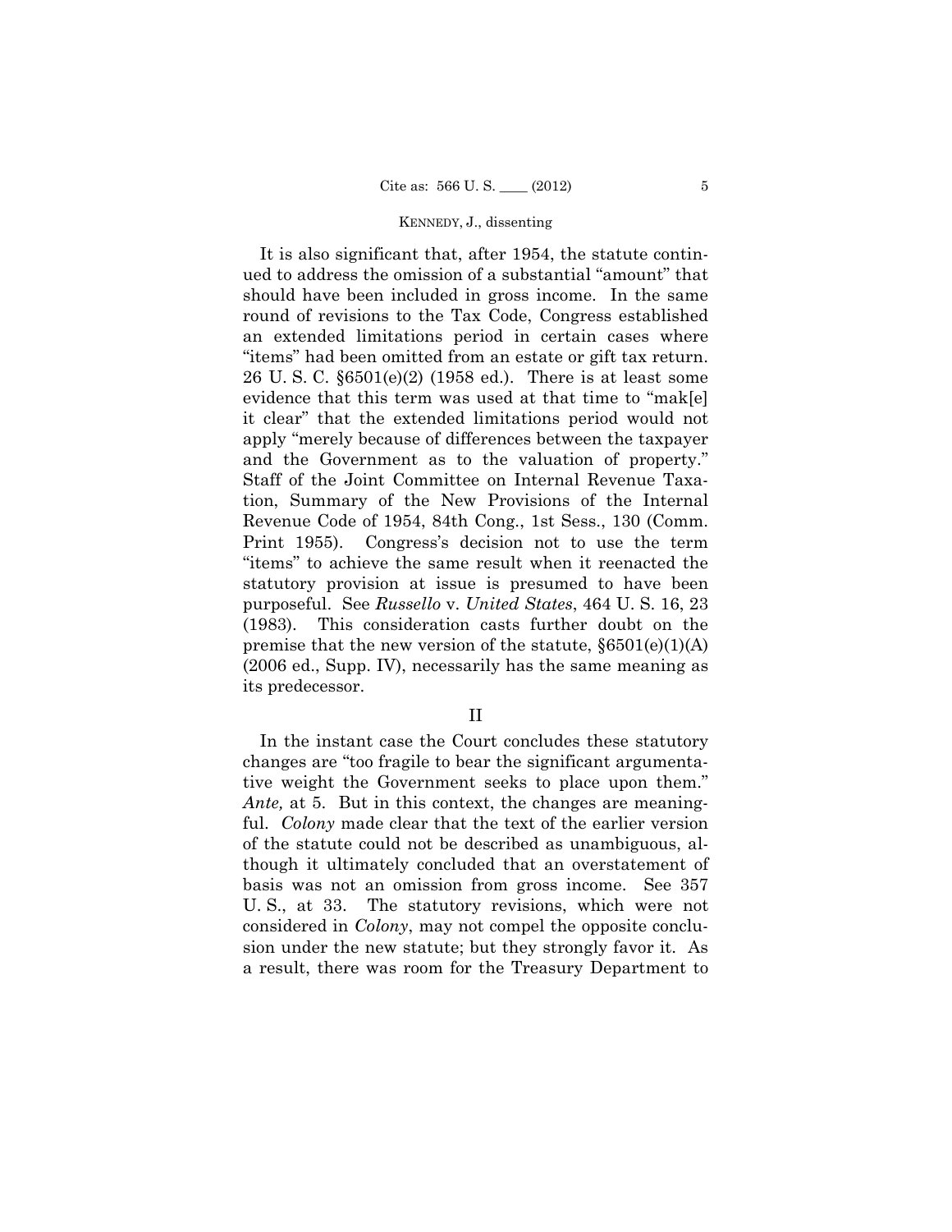It is also significant that, after 1954, the statute continued to address the omission of a substantial "amount" that should have been included in gross income. In the same round of revisions to the Tax Code, Congress established an extended limitations period in certain cases where "items" had been omitted from an estate or gift tax return. 26 U. S. C. §6501(e)(2) (1958 ed.). There is at least some evidence that this term was used at that time to "mak[e] it clear" that the extended limitations period would not apply "merely because of differences between the taxpayer and the Government as to the valuation of property." Staff of the Joint Committee on Internal Revenue Taxation, Summary of the New Provisions of the Internal Revenue Code of 1954, 84th Cong., 1st Sess., 130 (Comm. Print 1955). Congress's decision not to use the term "items" to achieve the same result when it reenacted the statutory provision at issue is presumed to have been purposeful. See *Russello* v. *United States*, 464 U. S. 16, 23 (1983). This consideration casts further doubt on the premise that the new version of the statute, §6501(e)(1)(A) (2006 ed., Supp. IV), necessarily has the same meaning as its predecessor.

## II

In the instant case the Court concludes these statutory changes are "too fragile to bear the significant argumentative weight the Government seeks to place upon them." *Ante,* at 5. But in this context, the changes are meaningful. *Colony* made clear that the text of the earlier version of the statute could not be described as unambiguous, although it ultimately concluded that an overstatement of basis was not an omission from gross income. See 357 U. S., at 33. The statutory revisions, which were not considered in *Colony*, may not compel the opposite conclusion under the new statute; but they strongly favor it. As a result, there was room for the Treasury Department to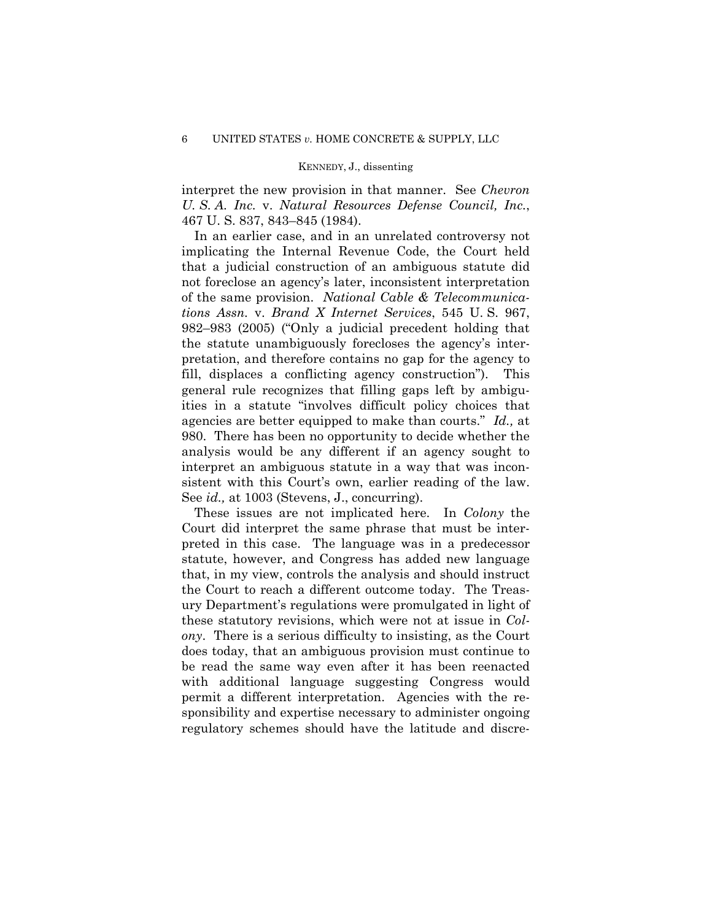interpret the new provision in that manner. See *Chevron U. S. A. Inc.* v. *Natural Resources Defense Council, Inc.*, 467 U. S. 837, 843–845 (1984).

In an earlier case, and in an unrelated controversy not implicating the Internal Revenue Code, the Court held that a judicial construction of an ambiguous statute did not foreclose an agency's later, inconsistent interpretation of the same provision. *National Cable & Telecommunications Assn.* v. *Brand X Internet Services*, 545 U. S. 967, 982–983 (2005) ("Only a judicial precedent holding that the statute unambiguously forecloses the agency's interpretation, and therefore contains no gap for the agency to fill, displaces a conflicting agency construction"). This general rule recognizes that filling gaps left by ambiguities in a statute "involves difficult policy choices that agencies are better equipped to make than courts." *Id.,* at 980. There has been no opportunity to decide whether the analysis would be any different if an agency sought to interpret an ambiguous statute in a way that was inconsistent with this Court's own, earlier reading of the law. See *id.,* at 1003 (Stevens, J., concurring).

These issues are not implicated here. In *Colony* the Court did interpret the same phrase that must be interpreted in this case. The language was in a predecessor statute, however, and Congress has added new language that, in my view, controls the analysis and should instruct the Court to reach a different outcome today. The Treasury Department's regulations were promulgated in light of these statutory revisions, which were not at issue in *Colony*. There is a serious difficulty to insisting, as the Court does today, that an ambiguous provision must continue to be read the same way even after it has been reenacted with additional language suggesting Congress would permit a different interpretation. Agencies with the responsibility and expertise necessary to administer ongoing regulatory schemes should have the latitude and discre-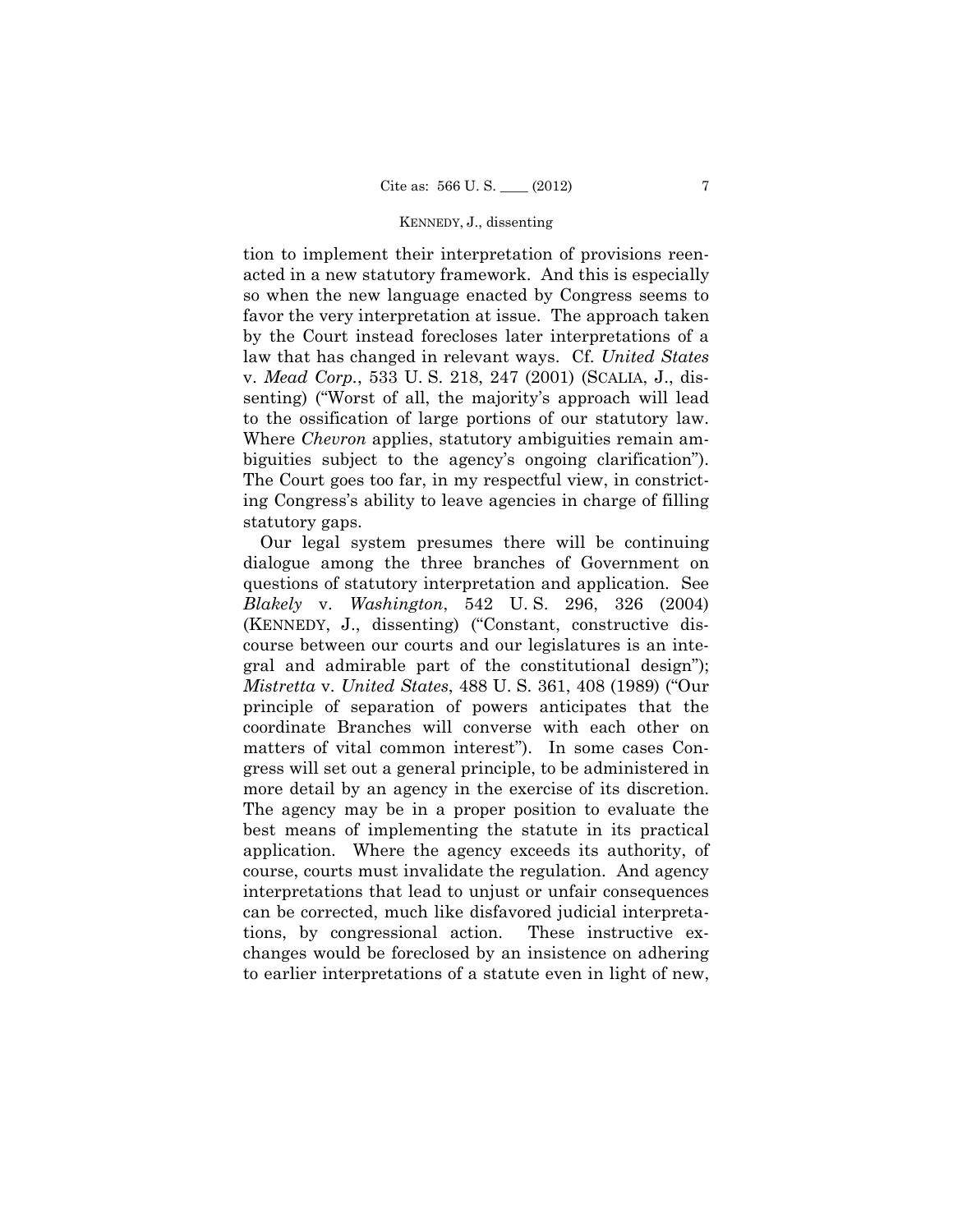tion to implement their interpretation of provisions reenacted in a new statutory framework. And this is especially so when the new language enacted by Congress seems to favor the very interpretation at issue. The approach taken by the Court instead forecloses later interpretations of a law that has changed in relevant ways. Cf. *United States* v. *Mead Corp.*, 533 U. S. 218, 247 (2001) (SCALIA, J., dissenting) ("Worst of all, the majority's approach will lead to the ossification of large portions of our statutory law. Where *Chevron* applies, statutory ambiguities remain ambiguities subject to the agency's ongoing clarification"). The Court goes too far, in my respectful view, in constricting Congress's ability to leave agencies in charge of filling statutory gaps.

Our legal system presumes there will be continuing dialogue among the three branches of Government on questions of statutory interpretation and application. See *Blakely* v. *Washington*, 542 U. S. 296, 326 (2004) (KENNEDY, J., dissenting) ("Constant, constructive discourse between our courts and our legislatures is an integral and admirable part of the constitutional design"); *Mistretta* v. *United States*, 488 U. S. 361, 408 (1989) ("Our principle of separation of powers anticipates that the coordinate Branches will converse with each other on matters of vital common interest"). In some cases Congress will set out a general principle, to be administered in more detail by an agency in the exercise of its discretion. The agency may be in a proper position to evaluate the best means of implementing the statute in its practical application. Where the agency exceeds its authority, of course, courts must invalidate the regulation. And agency interpretations that lead to unjust or unfair consequences can be corrected, much like disfavored judicial interpretations, by congressional action. These instructive exchanges would be foreclosed by an insistence on adhering to earlier interpretations of a statute even in light of new,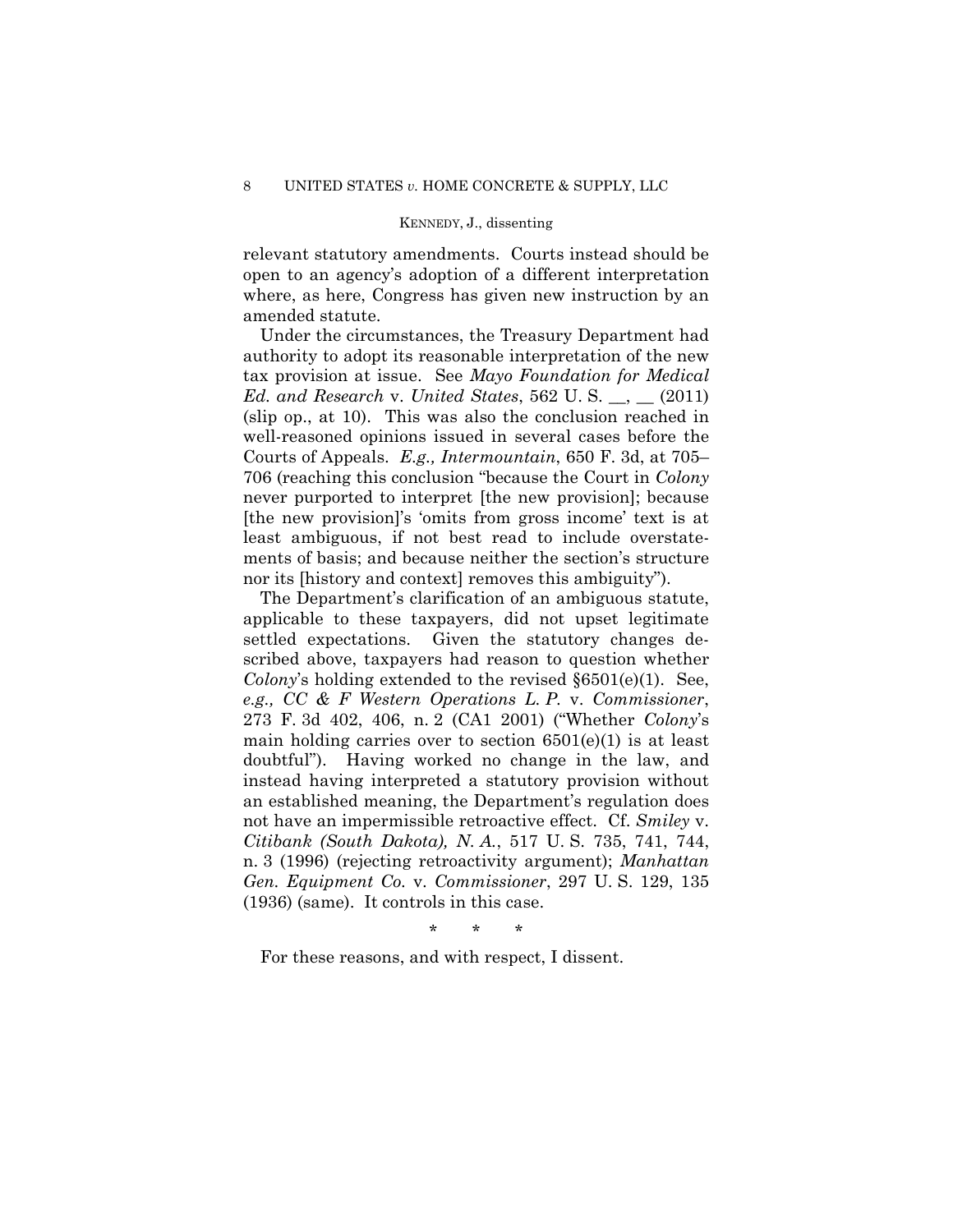relevant statutory amendments. Courts instead should be open to an agency's adoption of a different interpretation where, as here, Congress has given new instruction by an amended statute.

Under the circumstances, the Treasury Department had authority to adopt its reasonable interpretation of the new tax provision at issue. See *Mayo Foundation for Medical Ed. and Research* v. *United States*, 562 U. S. \_\_, \_\_ (2011) (slip op., at 10). This was also the conclusion reached in well-reasoned opinions issued in several cases before the Courts of Appeals. *E.g., Intermountain*, 650 F. 3d, at 705–706 (reaching this conclusion "because the Court in *Colony* never purported to interpret [the new provision]; because [the new provision]'s 'omits from gross income' text is at least ambiguous, if not best read to include overstatements of basis; and because neither the section's structure nor its [history and context] removes this ambiguity").

The Department's clarification of an ambiguous statute, applicable to these taxpayers, did not upset legitimate settled expectations. Given the statutory changes described above, taxpayers had reason to question whether *Colony*'s holding extended to the revised §6501(e)(1). See, *e.g., CC & F Western Operations L. P.* v. *Commissioner*, 273 F. 3d 402, 406, n. 2 (CA1 2001) ("Whether *Colony*'s main holding carries over to section 6501(e)(1) is at least doubtful"). Having worked no change in the law, and instead having interpreted a statutory provision without an established meaning, the Department's regulation does not have an impermissible retroactive effect. Cf. *Smiley* v. *Citibank (South Dakota), N. A.*, 517 U. S. 735, 741, 744, n. 3 (1996) (rejecting retroactivity argument); *Manhattan Gen. Equipment Co.* v. *Commissioner*, 297 U. S. 129, 135 (1936) (same). It controls in this case.

\* \* \*

For these reasons, and with respect, I dissent.